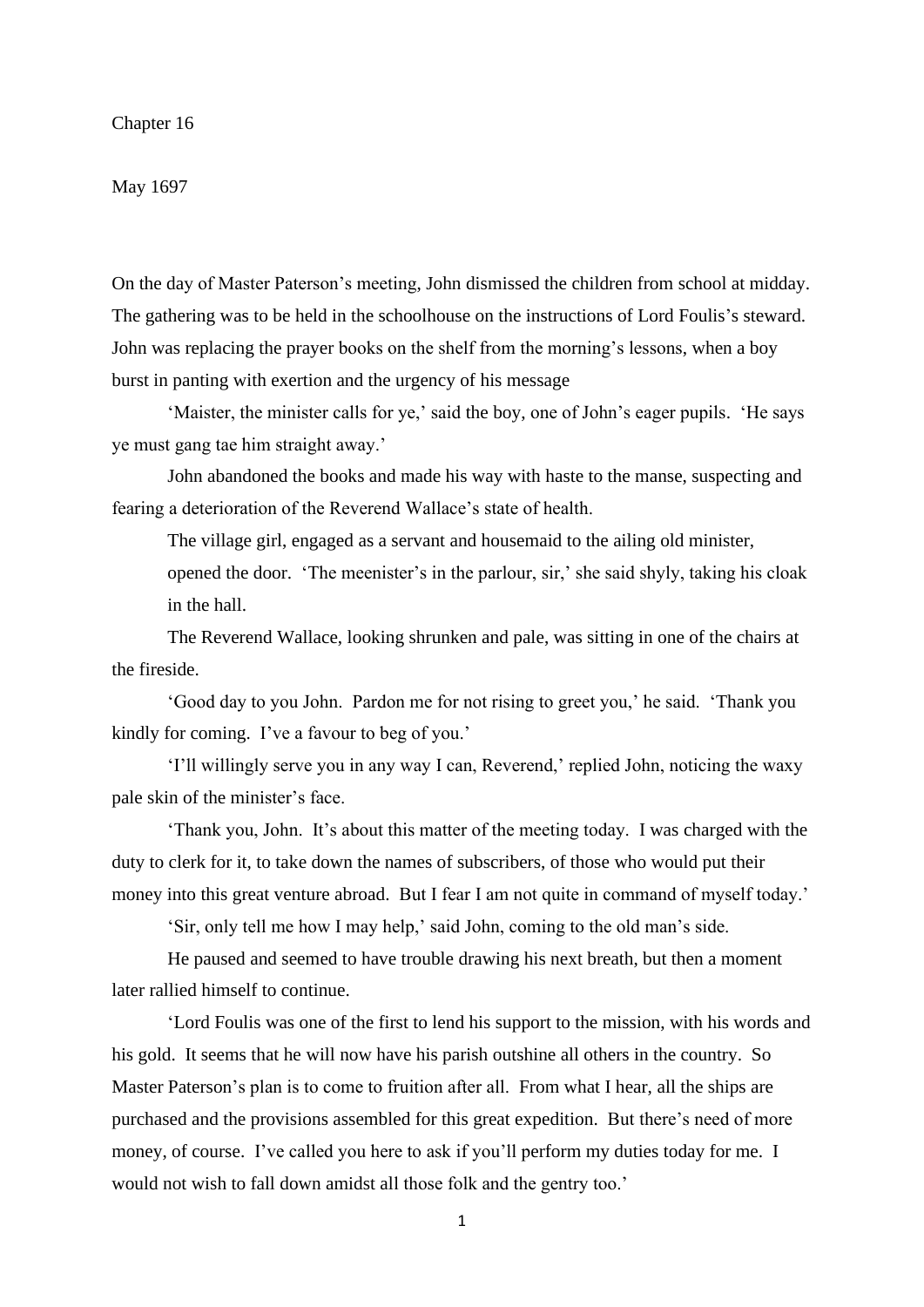Chapter 16

May 1697

On the day of Master Paterson's meeting, John dismissed the children from school at midday. The gathering was to be held in the schoolhouse on the instructions of Lord Foulis's steward. John was replacing the prayer books on the shelf from the morning's lessons, when a boy burst in panting with exertion and the urgency of his message

'Maister, the minister calls for ye,' said the boy, one of John's eager pupils. 'He says ye must gang tae him straight away.'

John abandoned the books and made his way with haste to the manse, suspecting and fearing a deterioration of the Reverend Wallace's state of health.

The village girl, engaged as a servant and housemaid to the ailing old minister, opened the door. 'The meenister's in the parlour, sir,' she said shyly, taking his cloak in the hall.

The Reverend Wallace, looking shrunken and pale, was sitting in one of the chairs at the fireside.

'Good day to you John. Pardon me for not rising to greet you,' he said. 'Thank you kindly for coming. I've a favour to beg of you.'

'I'll willingly serve you in any way I can, Reverend,' replied John, noticing the waxy pale skin of the minister's face.

'Thank you, John. It's about this matter of the meeting today. I was charged with the duty to clerk for it, to take down the names of subscribers, of those who would put their money into this great venture abroad. But I fear I am not quite in command of myself today.'

'Sir, only tell me how I may help,' said John, coming to the old man's side.

He paused and seemed to have trouble drawing his next breath, but then a moment later rallied himself to continue.

'Lord Foulis was one of the first to lend his support to the mission, with his words and his gold. It seems that he will now have his parish outshine all others in the country. So Master Paterson's plan is to come to fruition after all. From what I hear, all the ships are purchased and the provisions assembled for this great expedition. But there's need of more money, of course. I've called you here to ask if you'll perform my duties today for me. I would not wish to fall down amidst all those folk and the gentry too.'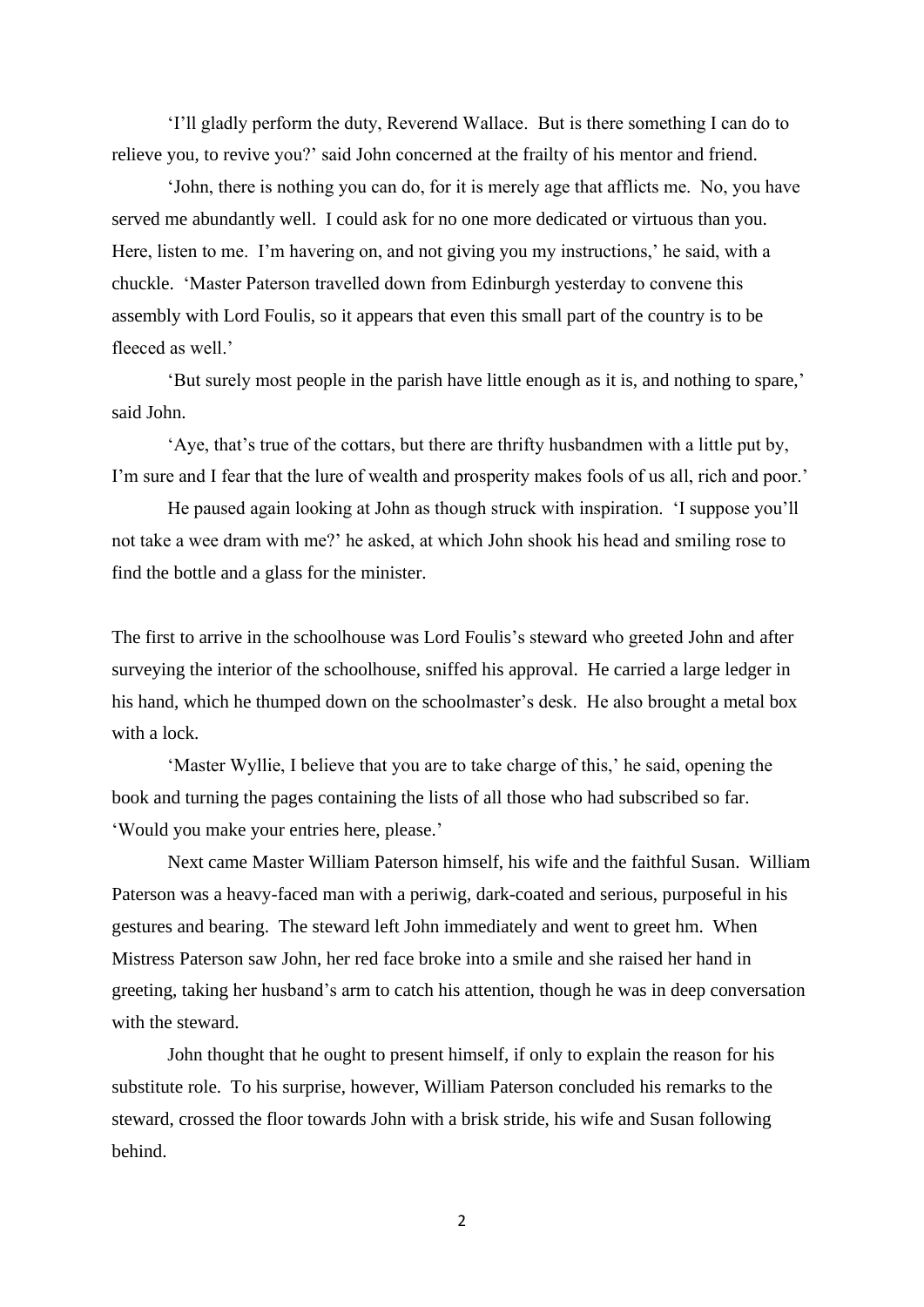'I'll gladly perform the duty, Reverend Wallace. But is there something I can do to relieve you, to revive you?' said John concerned at the frailty of his mentor and friend.

'John, there is nothing you can do, for it is merely age that afflicts me. No, you have served me abundantly well. I could ask for no one more dedicated or virtuous than you. Here, listen to me. I'm havering on, and not giving you my instructions,' he said, with a chuckle. 'Master Paterson travelled down from Edinburgh yesterday to convene this assembly with Lord Foulis, so it appears that even this small part of the country is to be fleeced as well.'

'But surely most people in the parish have little enough as it is, and nothing to spare,' said John.

'Aye, that's true of the cottars, but there are thrifty husbandmen with a little put by, I'm sure and I fear that the lure of wealth and prosperity makes fools of us all, rich and poor.'

He paused again looking at John as though struck with inspiration. 'I suppose you'll not take a wee dram with me?' he asked, at which John shook his head and smiling rose to find the bottle and a glass for the minister.

The first to arrive in the schoolhouse was Lord Foulis's steward who greeted John and after surveying the interior of the schoolhouse, sniffed his approval. He carried a large ledger in his hand, which he thumped down on the schoolmaster's desk. He also brought a metal box with a lock.

'Master Wyllie, I believe that you are to take charge of this,' he said, opening the book and turning the pages containing the lists of all those who had subscribed so far. 'Would you make your entries here, please.'

Next came Master William Paterson himself, his wife and the faithful Susan. William Paterson was a heavy-faced man with a periwig, dark-coated and serious, purposeful in his gestures and bearing. The steward left John immediately and went to greet hm. When Mistress Paterson saw John, her red face broke into a smile and she raised her hand in greeting, taking her husband's arm to catch his attention, though he was in deep conversation with the steward.

John thought that he ought to present himself, if only to explain the reason for his substitute role. To his surprise, however, William Paterson concluded his remarks to the steward, crossed the floor towards John with a brisk stride, his wife and Susan following behind.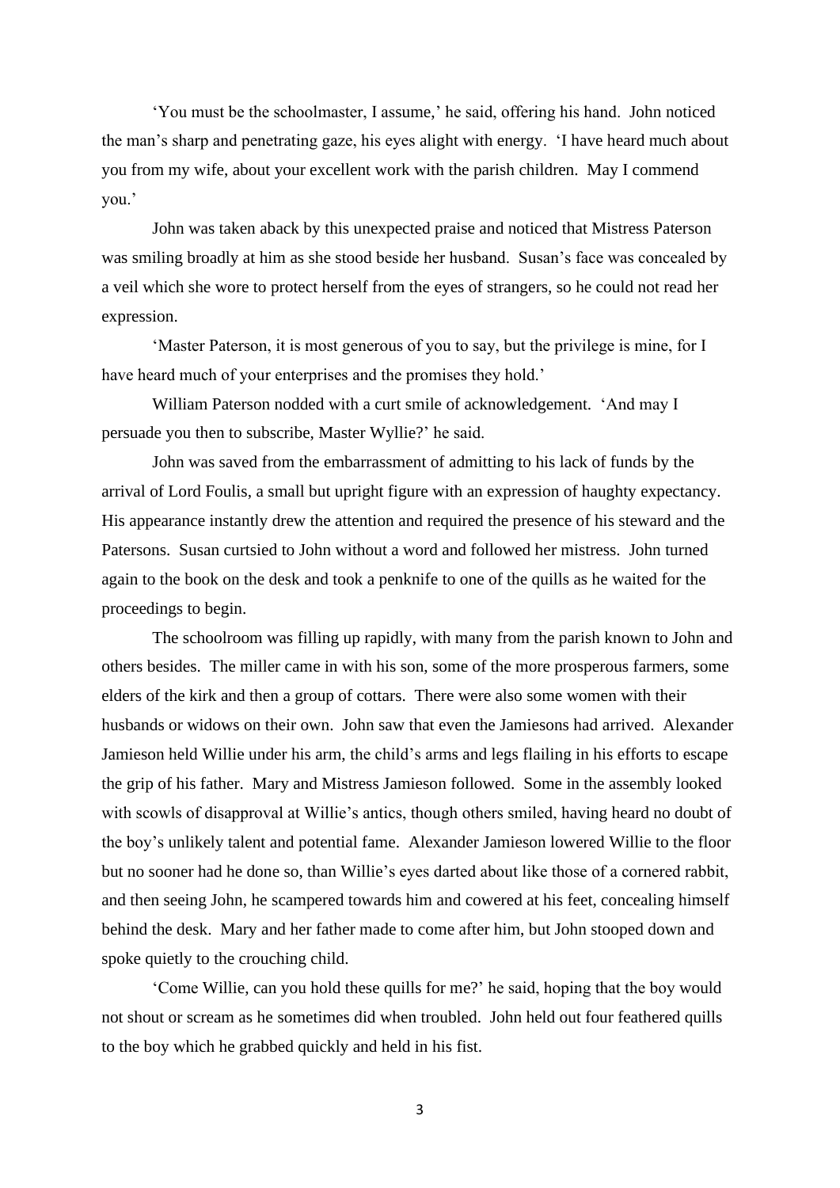'You must be the schoolmaster, I assume,' he said, offering his hand. John noticed the man's sharp and penetrating gaze, his eyes alight with energy. 'I have heard much about you from my wife, about your excellent work with the parish children. May I commend you.'

John was taken aback by this unexpected praise and noticed that Mistress Paterson was smiling broadly at him as she stood beside her husband. Susan's face was concealed by a veil which she wore to protect herself from the eyes of strangers, so he could not read her expression.

'Master Paterson, it is most generous of you to say, but the privilege is mine, for I have heard much of your enterprises and the promises they hold.'

William Paterson nodded with a curt smile of acknowledgement. 'And may I persuade you then to subscribe, Master Wyllie?' he said.

John was saved from the embarrassment of admitting to his lack of funds by the arrival of Lord Foulis, a small but upright figure with an expression of haughty expectancy. His appearance instantly drew the attention and required the presence of his steward and the Patersons. Susan curtsied to John without a word and followed her mistress. John turned again to the book on the desk and took a penknife to one of the quills as he waited for the proceedings to begin.

The schoolroom was filling up rapidly, with many from the parish known to John and others besides. The miller came in with his son, some of the more prosperous farmers, some elders of the kirk and then a group of cottars. There were also some women with their husbands or widows on their own. John saw that even the Jamiesons had arrived. Alexander Jamieson held Willie under his arm, the child's arms and legs flailing in his efforts to escape the grip of his father. Mary and Mistress Jamieson followed. Some in the assembly looked with scowls of disapproval at Willie's antics, though others smiled, having heard no doubt of the boy's unlikely talent and potential fame. Alexander Jamieson lowered Willie to the floor but no sooner had he done so, than Willie's eyes darted about like those of a cornered rabbit, and then seeing John, he scampered towards him and cowered at his feet, concealing himself behind the desk. Mary and her father made to come after him, but John stooped down and spoke quietly to the crouching child.

'Come Willie, can you hold these quills for me?' he said, hoping that the boy would not shout or scream as he sometimes did when troubled. John held out four feathered quills to the boy which he grabbed quickly and held in his fist.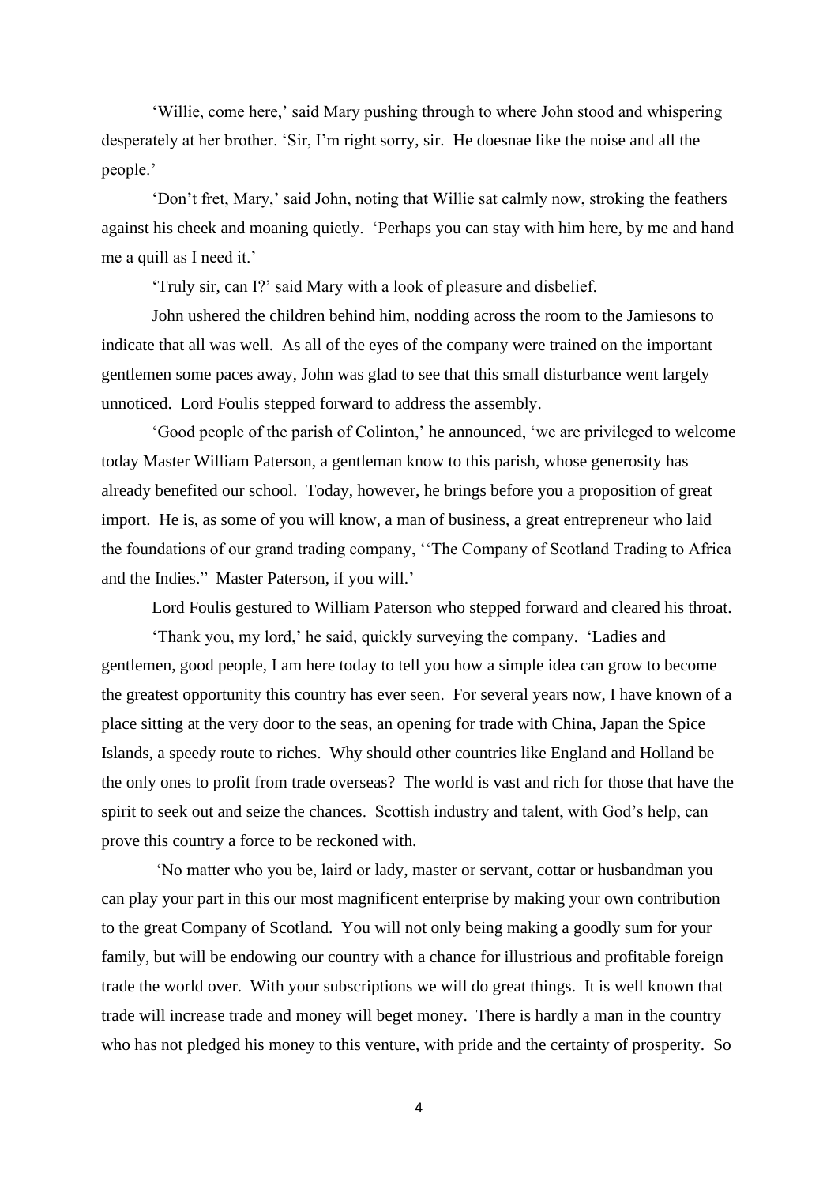'Willie, come here,' said Mary pushing through to where John stood and whispering desperately at her brother. 'Sir, I'm right sorry, sir. He doesnae like the noise and all the people.'

'Don't fret, Mary,' said John, noting that Willie sat calmly now, stroking the feathers against his cheek and moaning quietly. 'Perhaps you can stay with him here, by me and hand me a quill as I need it.'

'Truly sir, can I?' said Mary with a look of pleasure and disbelief.

John ushered the children behind him, nodding across the room to the Jamiesons to indicate that all was well. As all of the eyes of the company were trained on the important gentlemen some paces away, John was glad to see that this small disturbance went largely unnoticed. Lord Foulis stepped forward to address the assembly.

'Good people of the parish of Colinton,' he announced, 'we are privileged to welcome today Master William Paterson, a gentleman know to this parish, whose generosity has already benefited our school. Today, however, he brings before you a proposition of great import. He is, as some of you will know, a man of business, a great entrepreneur who laid the foundations of our grand trading company, ''The Company of Scotland Trading to Africa and the Indies." Master Paterson, if you will.'

Lord Foulis gestured to William Paterson who stepped forward and cleared his throat.

'Thank you, my lord,' he said, quickly surveying the company. 'Ladies and gentlemen, good people, I am here today to tell you how a simple idea can grow to become the greatest opportunity this country has ever seen. For several years now, I have known of a place sitting at the very door to the seas, an opening for trade with China, Japan the Spice Islands, a speedy route to riches. Why should other countries like England and Holland be the only ones to profit from trade overseas? The world is vast and rich for those that have the spirit to seek out and seize the chances. Scottish industry and talent, with God's help, can prove this country a force to be reckoned with.

'No matter who you be, laird or lady, master or servant, cottar or husbandman you can play your part in this our most magnificent enterprise by making your own contribution to the great Company of Scotland. You will not only being making a goodly sum for your family, but will be endowing our country with a chance for illustrious and profitable foreign trade the world over. With your subscriptions we will do great things. It is well known that trade will increase trade and money will beget money. There is hardly a man in the country who has not pledged his money to this venture, with pride and the certainty of prosperity. So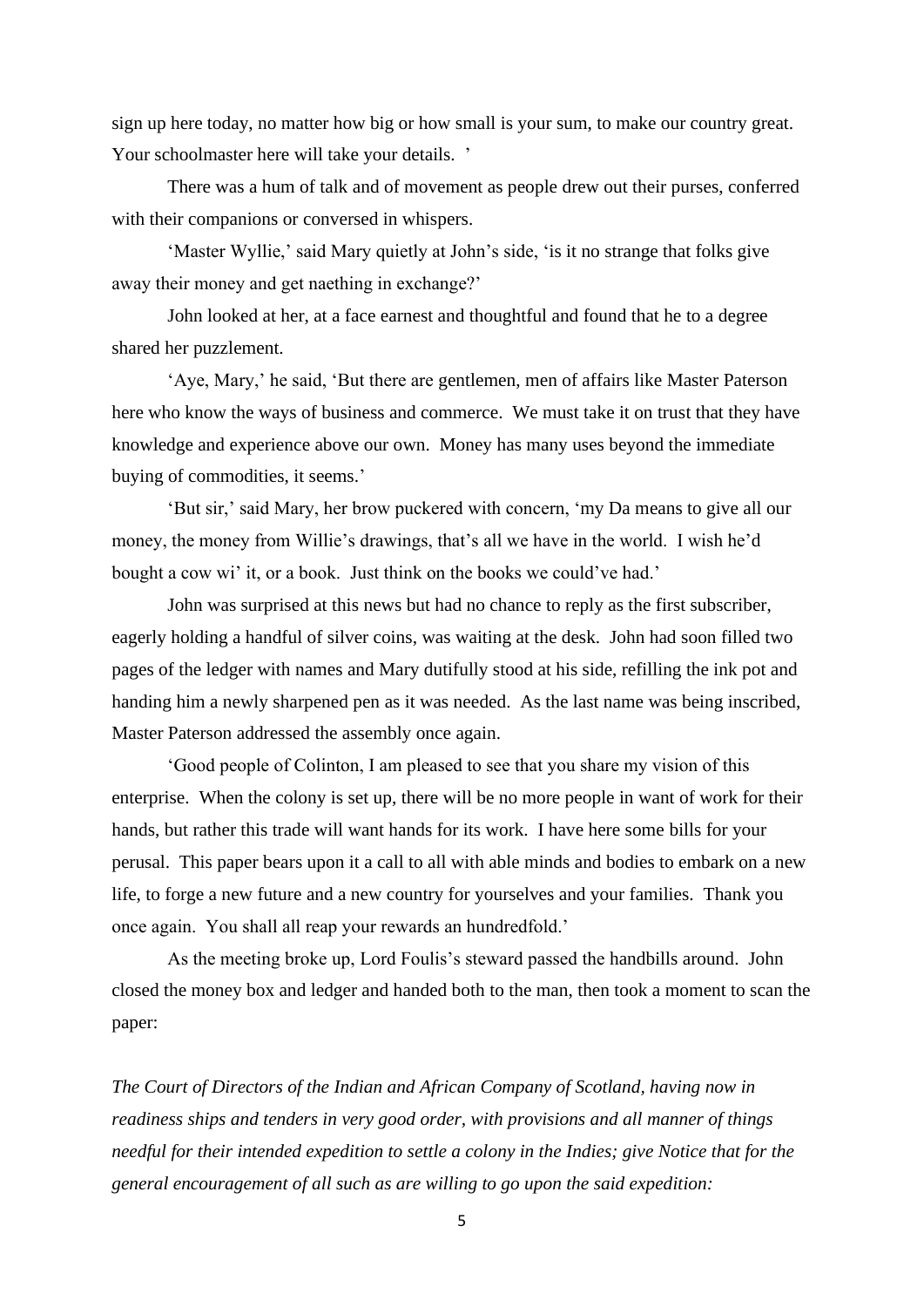sign up here today, no matter how big or how small is your sum, to make our country great. Your schoolmaster here will take your details. '

There was a hum of talk and of movement as people drew out their purses, conferred with their companions or conversed in whispers.

'Master Wyllie,' said Mary quietly at John's side, 'is it no strange that folks give away their money and get naething in exchange?'

John looked at her, at a face earnest and thoughtful and found that he to a degree shared her puzzlement.

'Aye, Mary,' he said, 'But there are gentlemen, men of affairs like Master Paterson here who know the ways of business and commerce. We must take it on trust that they have knowledge and experience above our own. Money has many uses beyond the immediate buying of commodities, it seems.'

'But sir,' said Mary, her brow puckered with concern, 'my Da means to give all our money, the money from Willie's drawings, that's all we have in the world. I wish he'd bought a cow wi' it, or a book. Just think on the books we could've had.'

John was surprised at this news but had no chance to reply as the first subscriber, eagerly holding a handful of silver coins, was waiting at the desk. John had soon filled two pages of the ledger with names and Mary dutifully stood at his side, refilling the ink pot and handing him a newly sharpened pen as it was needed. As the last name was being inscribed, Master Paterson addressed the assembly once again.

'Good people of Colinton, I am pleased to see that you share my vision of this enterprise. When the colony is set up, there will be no more people in want of work for their hands, but rather this trade will want hands for its work. I have here some bills for your perusal. This paper bears upon it a call to all with able minds and bodies to embark on a new life, to forge a new future and a new country for yourselves and your families. Thank you once again. You shall all reap your rewards an hundredfold.'

As the meeting broke up, Lord Foulis's steward passed the handbills around. John closed the money box and ledger and handed both to the man, then took a moment to scan the paper:

*The Court of Directors of the Indian and African Company of Scotland, having now in readiness ships and tenders in very good order, with provisions and all manner of things needful for their intended expedition to settle a colony in the Indies; give Notice that for the general encouragement of all such as are willing to go upon the said expedition:*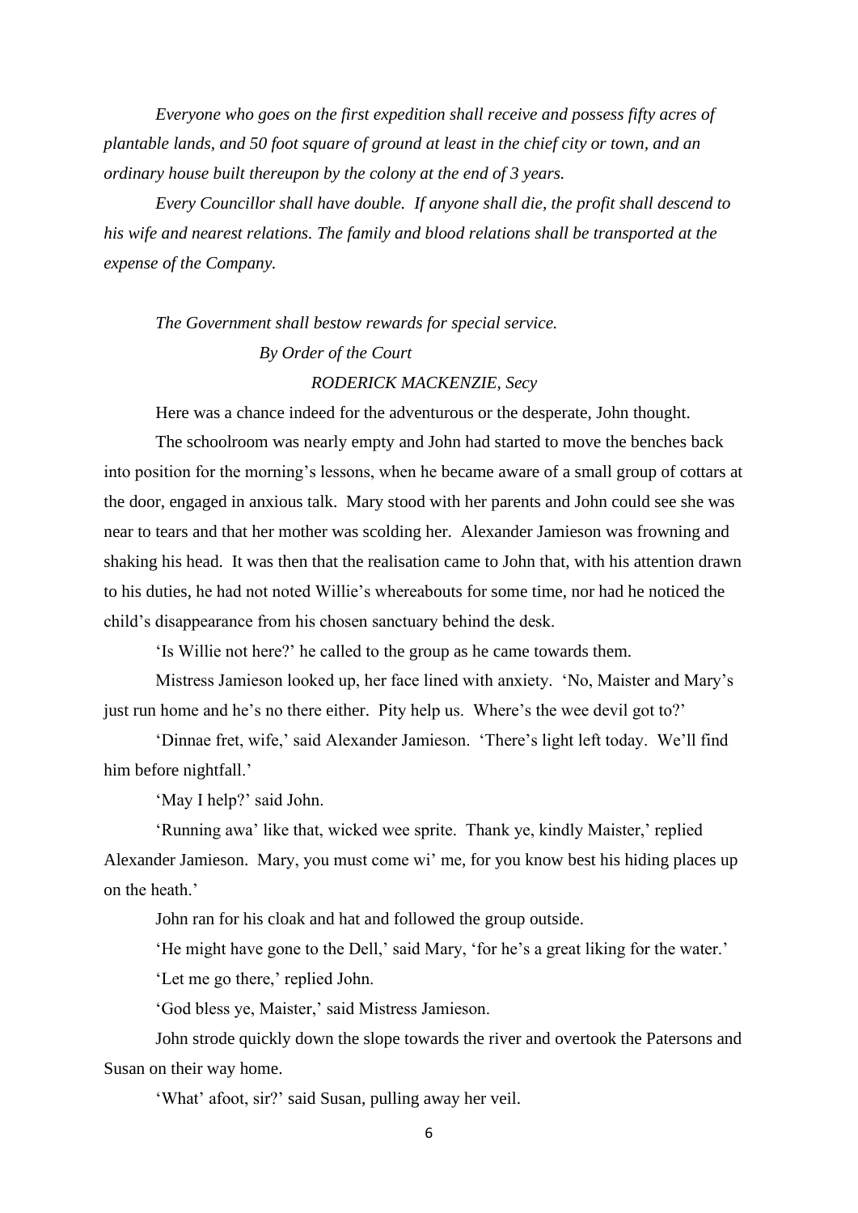*Everyone who goes on the first expedition shall receive and possess fifty acres of plantable lands, and 50 foot square of ground at least in the chief city or town, and an ordinary house built thereupon by the colony at the end of 3 years.*

*Every Councillor shall have double. If anyone shall die, the profit shall descend to his wife and nearest relations. The family and blood relations shall be transported at the expense of the Company.*

*The Government shall bestow rewards for special service.*

*By Order of the Court*

*RODERICK MACKENZIE, Secy*

Here was a chance indeed for the adventurous or the desperate, John thought.

The schoolroom was nearly empty and John had started to move the benches back into position for the morning's lessons, when he became aware of a small group of cottars at the door, engaged in anxious talk. Mary stood with her parents and John could see she was near to tears and that her mother was scolding her. Alexander Jamieson was frowning and shaking his head. It was then that the realisation came to John that, with his attention drawn to his duties, he had not noted Willie's whereabouts for some time, nor had he noticed the child's disappearance from his chosen sanctuary behind the desk.

'Is Willie not here?' he called to the group as he came towards them.

Mistress Jamieson looked up, her face lined with anxiety. 'No, Maister and Mary's just run home and he's no there either. Pity help us. Where's the wee devil got to?'

'Dinnae fret, wife,' said Alexander Jamieson. 'There's light left today. We'll find him before nightfall.'

'May I help?' said John.

'Running awa' like that, wicked wee sprite. Thank ye, kindly Maister,' replied Alexander Jamieson. Mary, you must come wi' me, for you know best his hiding places up on the heath.'

John ran for his cloak and hat and followed the group outside.

'He might have gone to the Dell,' said Mary, 'for he's a great liking for the water.'

'Let me go there,' replied John.

'God bless ye, Maister,' said Mistress Jamieson.

John strode quickly down the slope towards the river and overtook the Patersons and Susan on their way home.

'What' afoot, sir?' said Susan, pulling away her veil.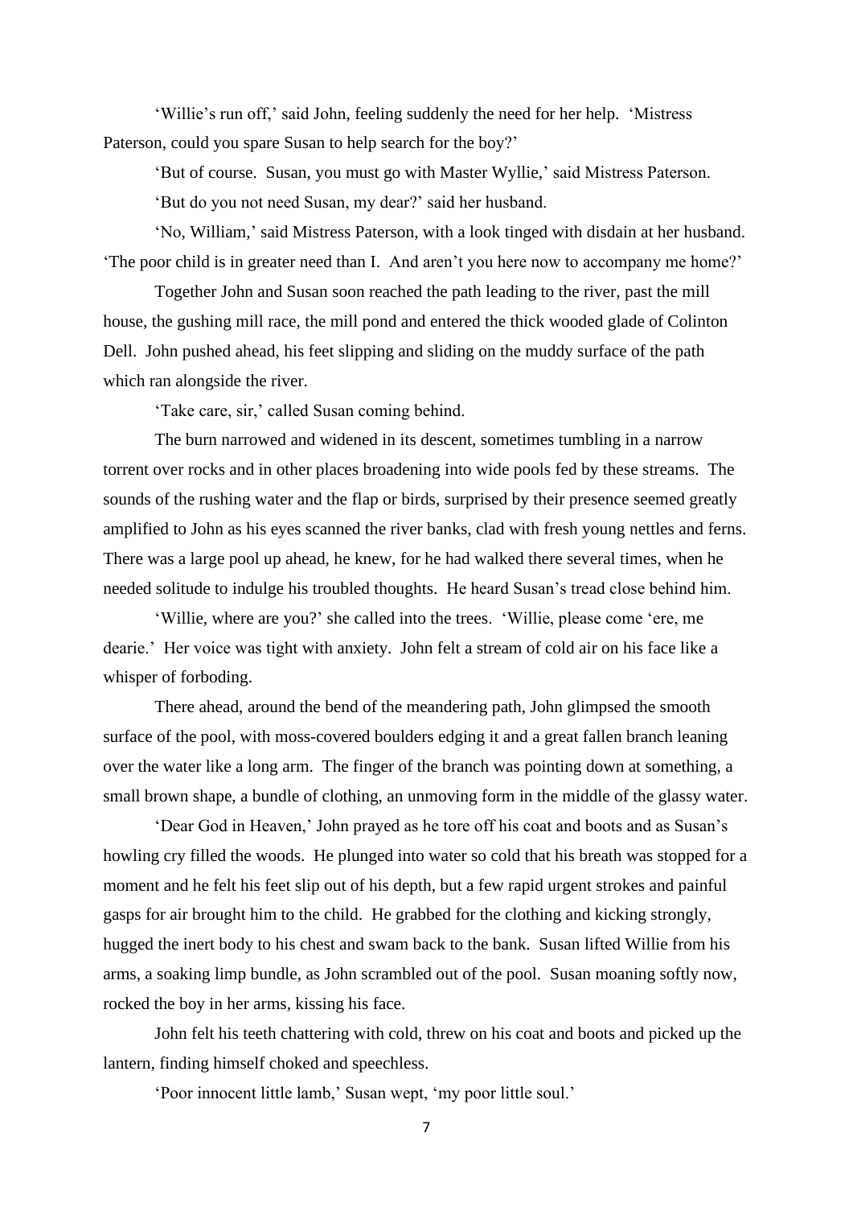'Willie's run off,' said John, feeling suddenly the need for her help. 'Mistress Paterson, could you spare Susan to help search for the boy?'

'But of course. Susan, you must go with Master Wyllie,' said Mistress Paterson.

'But do you not need Susan, my dear?' said her husband.

'No, William,' said Mistress Paterson, with a look tinged with disdain at her husband. 'The poor child is in greater need than I. And aren't you here now to accompany me home?'

Together John and Susan soon reached the path leading to the river, past the mill house, the gushing mill race, the mill pond and entered the thick wooded glade of Colinton Dell. John pushed ahead, his feet slipping and sliding on the muddy surface of the path which ran alongside the river.

'Take care, sir,' called Susan coming behind.

The burn narrowed and widened in its descent, sometimes tumbling in a narrow torrent over rocks and in other places broadening into wide pools fed by these streams. The sounds of the rushing water and the flap or birds, surprised by their presence seemed greatly amplified to John as his eyes scanned the river banks, clad with fresh young nettles and ferns. There was a large pool up ahead, he knew, for he had walked there several times, when he needed solitude to indulge his troubled thoughts. He heard Susan's tread close behind him.

'Willie, where are you?' she called into the trees. 'Willie, please come 'ere, me dearie.' Her voice was tight with anxiety. John felt a stream of cold air on his face like a whisper of forboding.

There ahead, around the bend of the meandering path, John glimpsed the smooth surface of the pool, with moss-covered boulders edging it and a great fallen branch leaning over the water like a long arm. The finger of the branch was pointing down at something, a small brown shape, a bundle of clothing, an unmoving form in the middle of the glassy water.

'Dear God in Heaven,' John prayed as he tore off his coat and boots and as Susan's howling cry filled the woods. He plunged into water so cold that his breath was stopped for a moment and he felt his feet slip out of his depth, but a few rapid urgent strokes and painful gasps for air brought him to the child. He grabbed for the clothing and kicking strongly, hugged the inert body to his chest and swam back to the bank. Susan lifted Willie from his arms, a soaking limp bundle, as John scrambled out of the pool. Susan moaning softly now, rocked the boy in her arms, kissing his face.

John felt his teeth chattering with cold, threw on his coat and boots and picked up the lantern, finding himself choked and speechless.

'Poor innocent little lamb,' Susan wept, 'my poor little soul.'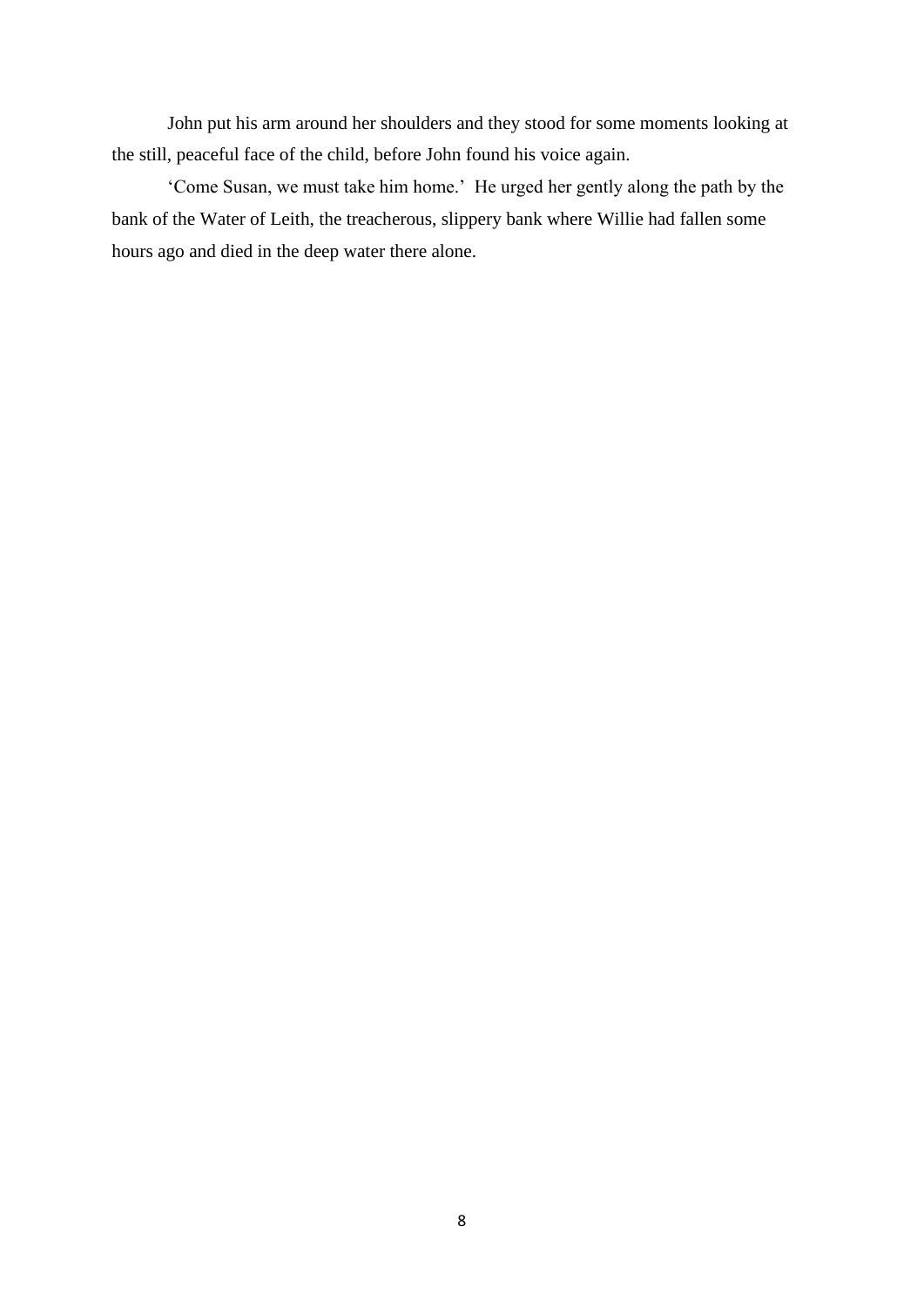John put his arm around her shoulders and they stood for some moments looking at the still, peaceful face of the child, before John found his voice again.

'Come Susan, we must take him home.' He urged her gently along the path by the bank of the Water of Leith, the treacherous, slippery bank where Willie had fallen some hours ago and died in the deep water there alone.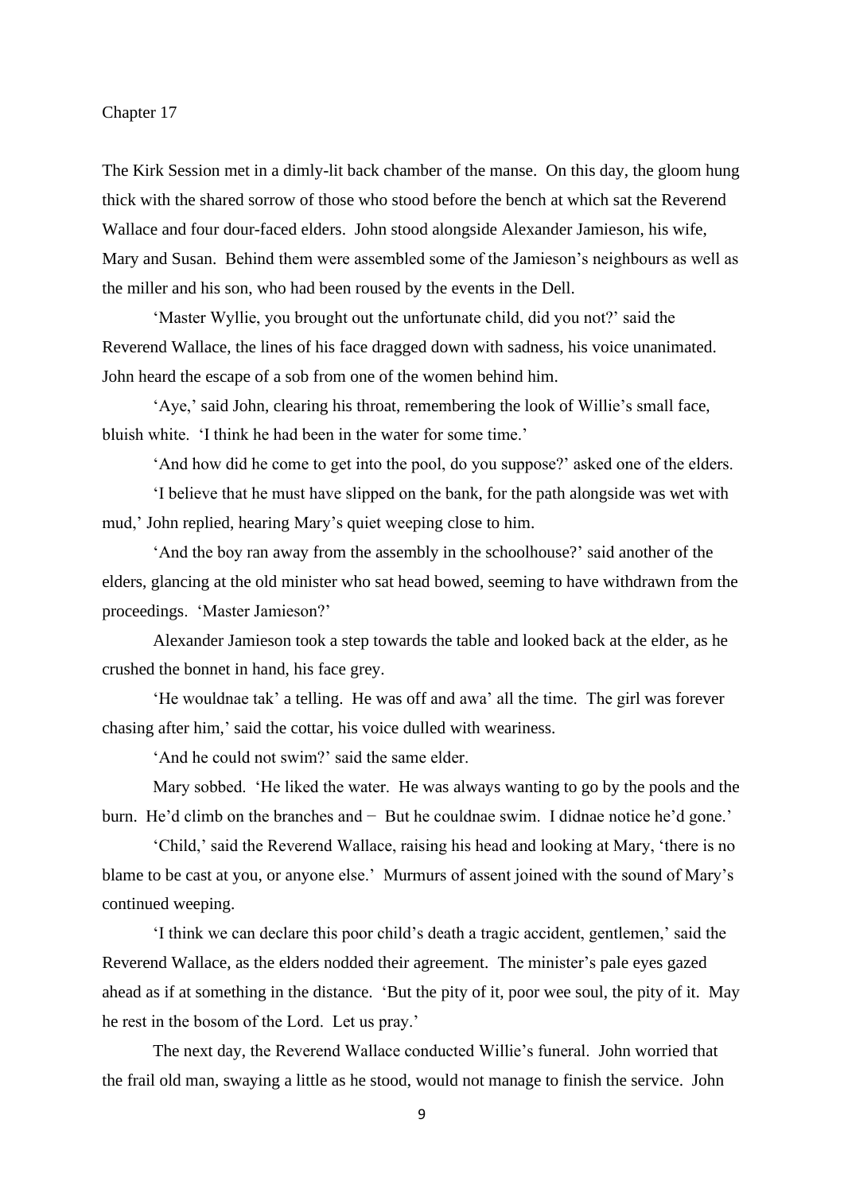# Chapter 17

The Kirk Session met in a dimly-lit back chamber of the manse. On this day, the gloom hung thick with the shared sorrow of those who stood before the bench at which sat the Reverend Wallace and four dour-faced elders. John stood alongside Alexander Jamieson, his wife, Mary and Susan. Behind them were assembled some of the Jamieson's neighbours as well as the miller and his son, who had been roused by the events in the Dell.

'Master Wyllie, you brought out the unfortunate child, did you not?' said the Reverend Wallace, the lines of his face dragged down with sadness, his voice unanimated. John heard the escape of a sob from one of the women behind him.

'Aye,' said John, clearing his throat, remembering the look of Willie's small face, bluish white. 'I think he had been in the water for some time.'

'And how did he come to get into the pool, do you suppose?' asked one of the elders.

'I believe that he must have slipped on the bank, for the path alongside was wet with mud,' John replied, hearing Mary's quiet weeping close to him.

'And the boy ran away from the assembly in the schoolhouse?' said another of the elders, glancing at the old minister who sat head bowed, seeming to have withdrawn from the proceedings. 'Master Jamieson?'

Alexander Jamieson took a step towards the table and looked back at the elder, as he crushed the bonnet in hand, his face grey.

'He wouldnae tak' a telling. He was off and awa' all the time. The girl was forever chasing after him,' said the cottar, his voice dulled with weariness.

'And he could not swim?' said the same elder.

Mary sobbed. 'He liked the water. He was always wanting to go by the pools and the burn. He'd climb on the branches and − But he couldnae swim. I didnae notice he'd gone.'

'Child,' said the Reverend Wallace, raising his head and looking at Mary, 'there is no blame to be cast at you, or anyone else.' Murmurs of assent joined with the sound of Mary's continued weeping.

'I think we can declare this poor child's death a tragic accident, gentlemen,' said the Reverend Wallace, as the elders nodded their agreement. The minister's pale eyes gazed ahead as if at something in the distance. 'But the pity of it, poor wee soul, the pity of it. May he rest in the bosom of the Lord. Let us pray.'

The next day, the Reverend Wallace conducted Willie's funeral. John worried that the frail old man, swaying a little as he stood, would not manage to finish the service. John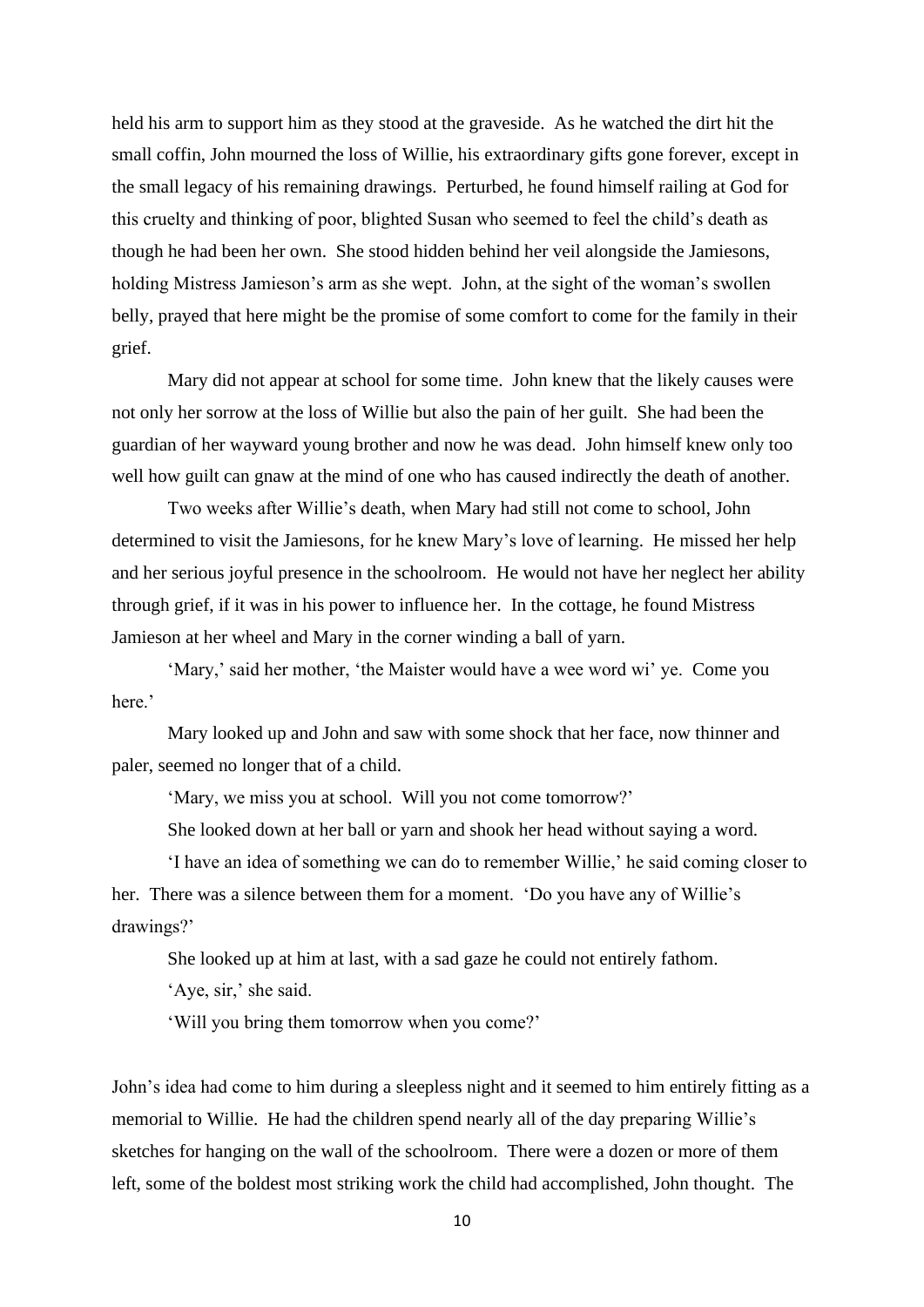held his arm to support him as they stood at the graveside. As he watched the dirt hit the small coffin, John mourned the loss of Willie, his extraordinary gifts gone forever, except in the small legacy of his remaining drawings. Perturbed, he found himself railing at God for this cruelty and thinking of poor, blighted Susan who seemed to feel the child's death as though he had been her own. She stood hidden behind her veil alongside the Jamiesons, holding Mistress Jamieson's arm as she wept. John, at the sight of the woman's swollen belly, prayed that here might be the promise of some comfort to come for the family in their grief.

Mary did not appear at school for some time. John knew that the likely causes were not only her sorrow at the loss of Willie but also the pain of her guilt. She had been the guardian of her wayward young brother and now he was dead. John himself knew only too well how guilt can gnaw at the mind of one who has caused indirectly the death of another.

Two weeks after Willie's death, when Mary had still not come to school, John determined to visit the Jamiesons, for he knew Mary's love of learning. He missed her help and her serious joyful presence in the schoolroom. He would not have her neglect her ability through grief, if it was in his power to influence her. In the cottage, he found Mistress Jamieson at her wheel and Mary in the corner winding a ball of yarn.

'Mary,' said her mother, 'the Maister would have a wee word wi' ye. Come you here.'

Mary looked up and John and saw with some shock that her face, now thinner and paler, seemed no longer that of a child.

'Mary, we miss you at school. Will you not come tomorrow?'

She looked down at her ball or yarn and shook her head without saying a word.

'I have an idea of something we can do to remember Willie,' he said coming closer to her. There was a silence between them for a moment. 'Do you have any of Willie's drawings?'

She looked up at him at last, with a sad gaze he could not entirely fathom.

'Aye, sir,' she said.

'Will you bring them tomorrow when you come?'

John's idea had come to him during a sleepless night and it seemed to him entirely fitting as a memorial to Willie. He had the children spend nearly all of the day preparing Willie's sketches for hanging on the wall of the schoolroom. There were a dozen or more of them left, some of the boldest most striking work the child had accomplished, John thought. The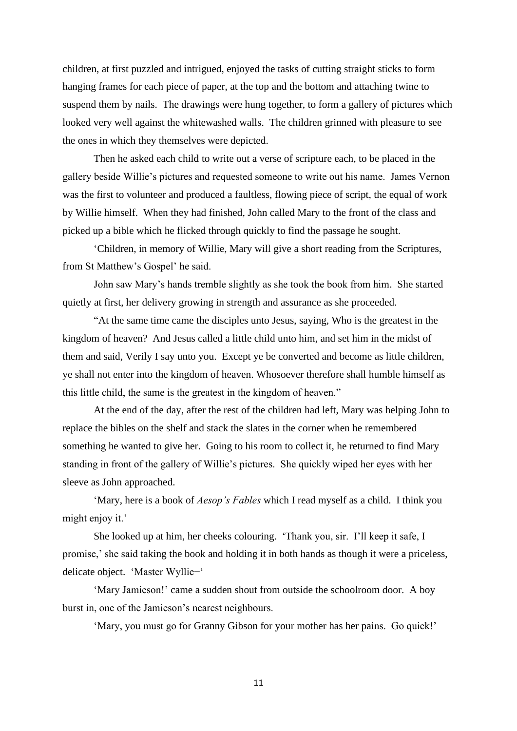children, at first puzzled and intrigued, enjoyed the tasks of cutting straight sticks to form hanging frames for each piece of paper, at the top and the bottom and attaching twine to suspend them by nails. The drawings were hung together, to form a gallery of pictures which looked very well against the whitewashed walls. The children grinned with pleasure to see the ones in which they themselves were depicted.

Then he asked each child to write out a verse of scripture each, to be placed in the gallery beside Willie's pictures and requested someone to write out his name. James Vernon was the first to volunteer and produced a faultless, flowing piece of script, the equal of work by Willie himself. When they had finished, John called Mary to the front of the class and picked up a bible which he flicked through quickly to find the passage he sought.

'Children, in memory of Willie, Mary will give a short reading from the Scriptures, from St Matthew's Gospel' he said.

John saw Mary's hands tremble slightly as she took the book from him. She started quietly at first, her delivery growing in strength and assurance as she proceeded.

"At the same time came the disciples unto Jesus, saying, Who is the greatest in the kingdom of heaven? And Jesus called a little child unto him, and set him in the midst of them and said, Verily I say unto you. Except ye be converted and become as little children, ye shall not enter into the kingdom of heaven. Whosoever therefore shall humble himself as this little child, the same is the greatest in the kingdom of heaven."

At the end of the day, after the rest of the children had left, Mary was helping John to replace the bibles on the shelf and stack the slates in the corner when he remembered something he wanted to give her. Going to his room to collect it, he returned to find Mary standing in front of the gallery of Willie's pictures. She quickly wiped her eyes with her sleeve as John approached.

'Mary, here is a book of *Aesop's Fables* which I read myself as a child. I think you might enjoy it.'

She looked up at him, her cheeks colouring. 'Thank you, sir. I'll keep it safe, I promise,' she said taking the book and holding it in both hands as though it were a priceless, delicate object. 'Master Wyllie–'

'Mary Jamieson!' came a sudden shout from outside the schoolroom door. A boy burst in, one of the Jamieson's nearest neighbours.

'Mary, you must go for Granny Gibson for your mother has her pains. Go quick!'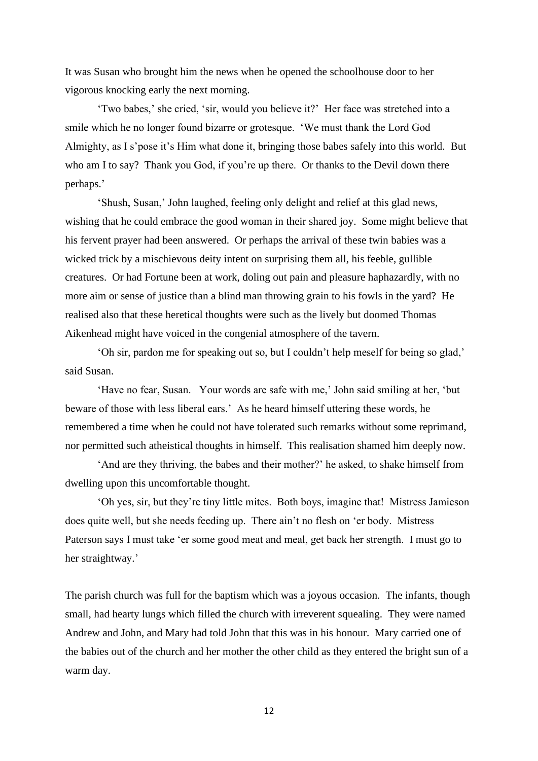It was Susan who brought him the news when he opened the schoolhouse door to her vigorous knocking early the next morning.

'Two babes,' she cried, 'sir, would you believe it?' Her face was stretched into a smile which he no longer found bizarre or grotesque. 'We must thank the Lord God Almighty, as I s'pose it's Him what done it, bringing those babes safely into this world. But who am I to say? Thank you God, if you're up there. Or thanks to the Devil down there perhaps.'

'Shush, Susan,' John laughed, feeling only delight and relief at this glad news, wishing that he could embrace the good woman in their shared joy. Some might believe that his fervent prayer had been answered. Or perhaps the arrival of these twin babies was a wicked trick by a mischievous deity intent on surprising them all, his feeble, gullible creatures. Or had Fortune been at work, doling out pain and pleasure haphazardly, with no more aim or sense of justice than a blind man throwing grain to his fowls in the yard? He realised also that these heretical thoughts were such as the lively but doomed Thomas Aikenhead might have voiced in the congenial atmosphere of the tavern.

'Oh sir, pardon me for speaking out so, but I couldn't help meself for being so glad,' said Susan.

'Have no fear, Susan. Your words are safe with me,' John said smiling at her, 'but beware of those with less liberal ears.' As he heard himself uttering these words, he remembered a time when he could not have tolerated such remarks without some reprimand, nor permitted such atheistical thoughts in himself. This realisation shamed him deeply now.

'And are they thriving, the babes and their mother?' he asked, to shake himself from dwelling upon this uncomfortable thought.

'Oh yes, sir, but they're tiny little mites. Both boys, imagine that! Mistress Jamieson does quite well, but she needs feeding up. There ain't no flesh on 'er body. Mistress Paterson says I must take 'er some good meat and meal, get back her strength. I must go to her straightway.'

The parish church was full for the baptism which was a joyous occasion. The infants, though small, had hearty lungs which filled the church with irreverent squealing. They were named Andrew and John, and Mary had told John that this was in his honour. Mary carried one of the babies out of the church and her mother the other child as they entered the bright sun of a warm day.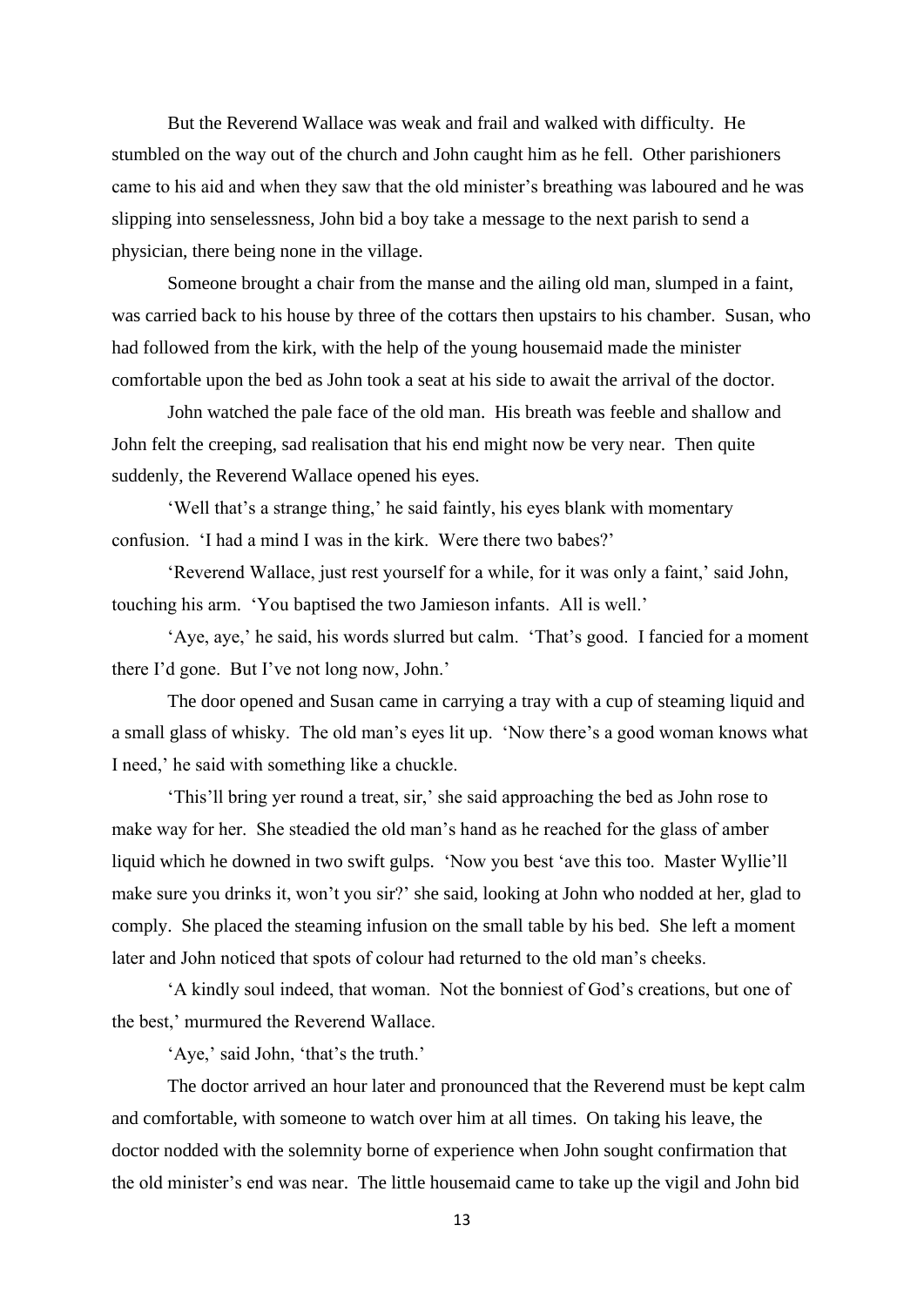But the Reverend Wallace was weak and frail and walked with difficulty. He stumbled on the way out of the church and John caught him as he fell. Other parishioners came to his aid and when they saw that the old minister's breathing was laboured and he was slipping into senselessness, John bid a boy take a message to the next parish to send a physician, there being none in the village.

Someone brought a chair from the manse and the ailing old man, slumped in a faint, was carried back to his house by three of the cottars then upstairs to his chamber. Susan, who had followed from the kirk, with the help of the young housemaid made the minister comfortable upon the bed as John took a seat at his side to await the arrival of the doctor.

John watched the pale face of the old man. His breath was feeble and shallow and John felt the creeping, sad realisation that his end might now be very near. Then quite suddenly, the Reverend Wallace opened his eyes.

'Well that's a strange thing,' he said faintly, his eyes blank with momentary confusion. 'I had a mind I was in the kirk. Were there two babes?'

'Reverend Wallace, just rest yourself for a while, for it was only a faint,' said John, touching his arm. 'You baptised the two Jamieson infants. All is well.'

'Aye, aye,' he said, his words slurred but calm. 'That's good. I fancied for a moment there I'd gone. But I've not long now, John.'

The door opened and Susan came in carrying a tray with a cup of steaming liquid and a small glass of whisky. The old man's eyes lit up. 'Now there's a good woman knows what I need,' he said with something like a chuckle.

'This'll bring yer round a treat, sir,' she said approaching the bed as John rose to make way for her. She steadied the old man's hand as he reached for the glass of amber liquid which he downed in two swift gulps. 'Now you best 'ave this too. Master Wyllie'll make sure you drinks it, won't you sir?' she said, looking at John who nodded at her, glad to comply. She placed the steaming infusion on the small table by his bed. She left a moment later and John noticed that spots of colour had returned to the old man's cheeks.

'A kindly soul indeed, that woman. Not the bonniest of God's creations, but one of the best,' murmured the Reverend Wallace.

'Aye,' said John, 'that's the truth.'

The doctor arrived an hour later and pronounced that the Reverend must be kept calm and comfortable, with someone to watch over him at all times. On taking his leave, the doctor nodded with the solemnity borne of experience when John sought confirmation that the old minister's end was near. The little housemaid came to take up the vigil and John bid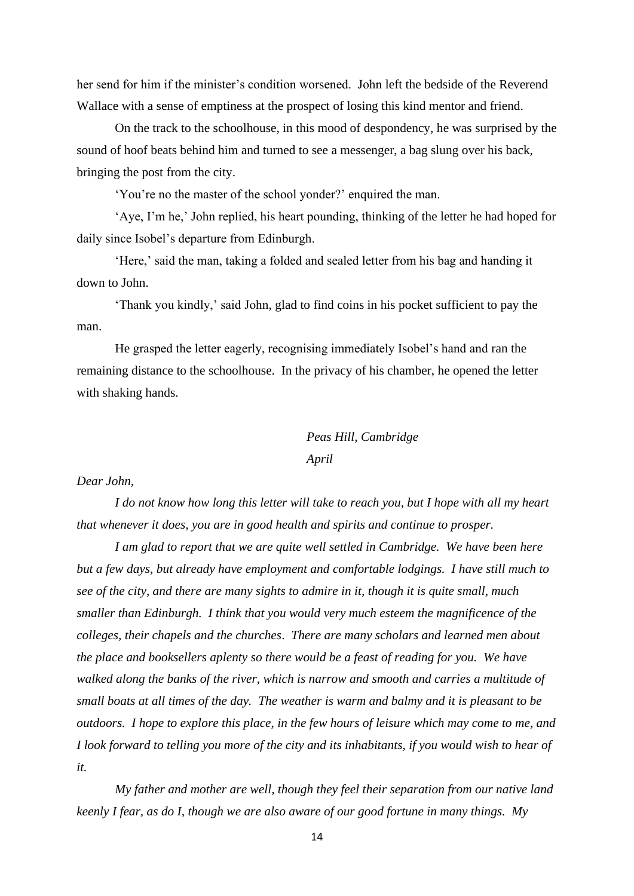her send for him if the minister's condition worsened. John left the bedside of the Reverend Wallace with a sense of emptiness at the prospect of losing this kind mentor and friend.

On the track to the schoolhouse, in this mood of despondency, he was surprised by the sound of hoof beats behind him and turned to see a messenger, a bag slung over his back, bringing the post from the city.

'You're no the master of the school yonder?' enquired the man.

'Aye, I'm he,' John replied, his heart pounding, thinking of the letter he had hoped for daily since Isobel's departure from Edinburgh.

'Here,' said the man, taking a folded and sealed letter from his bag and handing it down to John.

'Thank you kindly,' said John, glad to find coins in his pocket sufficient to pay the man.

He grasped the letter eagerly, recognising immediately Isobel's hand and ran the remaining distance to the schoolhouse. In the privacy of his chamber, he opened the letter with shaking hands.

*Peas Hill, Cambridge*
*April*

*Dear John,*

*I do not know how long this letter will take to reach you, but I hope with all my heart that whenever it does, you are in good health and spirits and continue to prosper.*

*I am glad to report that we are quite well settled in Cambridge. We have been here but a few days, but already have employment and comfortable lodgings. I have still much to see of the city, and there are many sights to admire in it, though it is quite small, much smaller than Edinburgh. I think that you would very much esteem the magnificence of the colleges, their chapels and the churches. There are many scholars and learned men about the place and booksellers aplenty so there would be a feast of reading for you. We have walked along the banks of the river, which is narrow and smooth and carries a multitude of small boats at all times of the day. The weather is warm and balmy and it is pleasant to be outdoors. I hope to explore this place, in the few hours of leisure which may come to me, and I look forward to telling you more of the city and its inhabitants, if you would wish to hear of it.*

*My father and mother are well, though they feel their separation from our native land keenly I fear, as do I, though we are also aware of our good fortune in many things. My*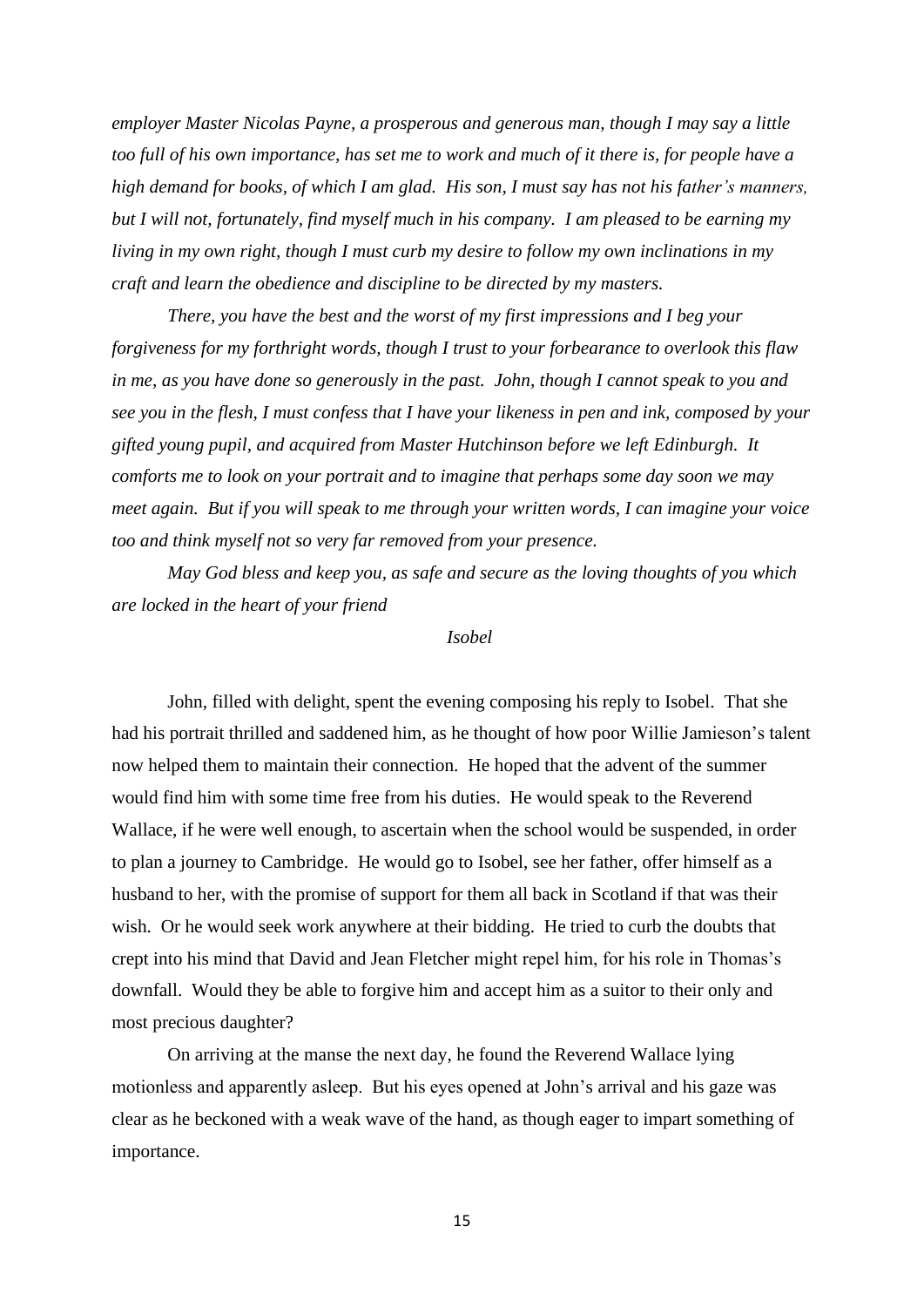*employer Master Nicolas Payne, a prosperous and generous man, though I may say a little too full of his own importance, has set me to work and much of it there is, for people have a high demand for books, of which I am glad. His son, I must say has not his father's manners, but I will not, fortunately, find myself much in his company. I am pleased to be earning my living in my own right, though I must curb my desire to follow my own inclinations in my craft and learn the obedience and discipline to be directed by my masters.*

*There, you have the best and the worst of my first impressions and I beg your forgiveness for my forthright words, though I trust to your forbearance to overlook this flaw in me, as you have done so generously in the past. John, though I cannot speak to you and see you in the flesh, I must confess that I have your likeness in pen and ink, composed by your gifted young pupil, and acquired from Master Hutchinson before we left Edinburgh. It comforts me to look on your portrait and to imagine that perhaps some day soon we may meet again. But if you will speak to me through your written words, I can imagine your voice too and think myself not so very far removed from your presence.*

*May God bless and keep you, as safe and secure as the loving thoughts of you which are locked in the heart of your friend*

*Isobel*

John, filled with delight, spent the evening composing his reply to Isobel. That she had his portrait thrilled and saddened him, as he thought of how poor Willie Jamieson's talent now helped them to maintain their connection. He hoped that the advent of the summer would find him with some time free from his duties. He would speak to the Reverend Wallace, if he were well enough, to ascertain when the school would be suspended, in order to plan a journey to Cambridge. He would go to Isobel, see her father, offer himself as a husband to her, with the promise of support for them all back in Scotland if that was their wish. Or he would seek work anywhere at their bidding. He tried to curb the doubts that crept into his mind that David and Jean Fletcher might repel him, for his role in Thomas's downfall. Would they be able to forgive him and accept him as a suitor to their only and most precious daughter?

On arriving at the manse the next day, he found the Reverend Wallace lying motionless and apparently asleep. But his eyes opened at John's arrival and his gaze was clear as he beckoned with a weak wave of the hand, as though eager to impart something of importance.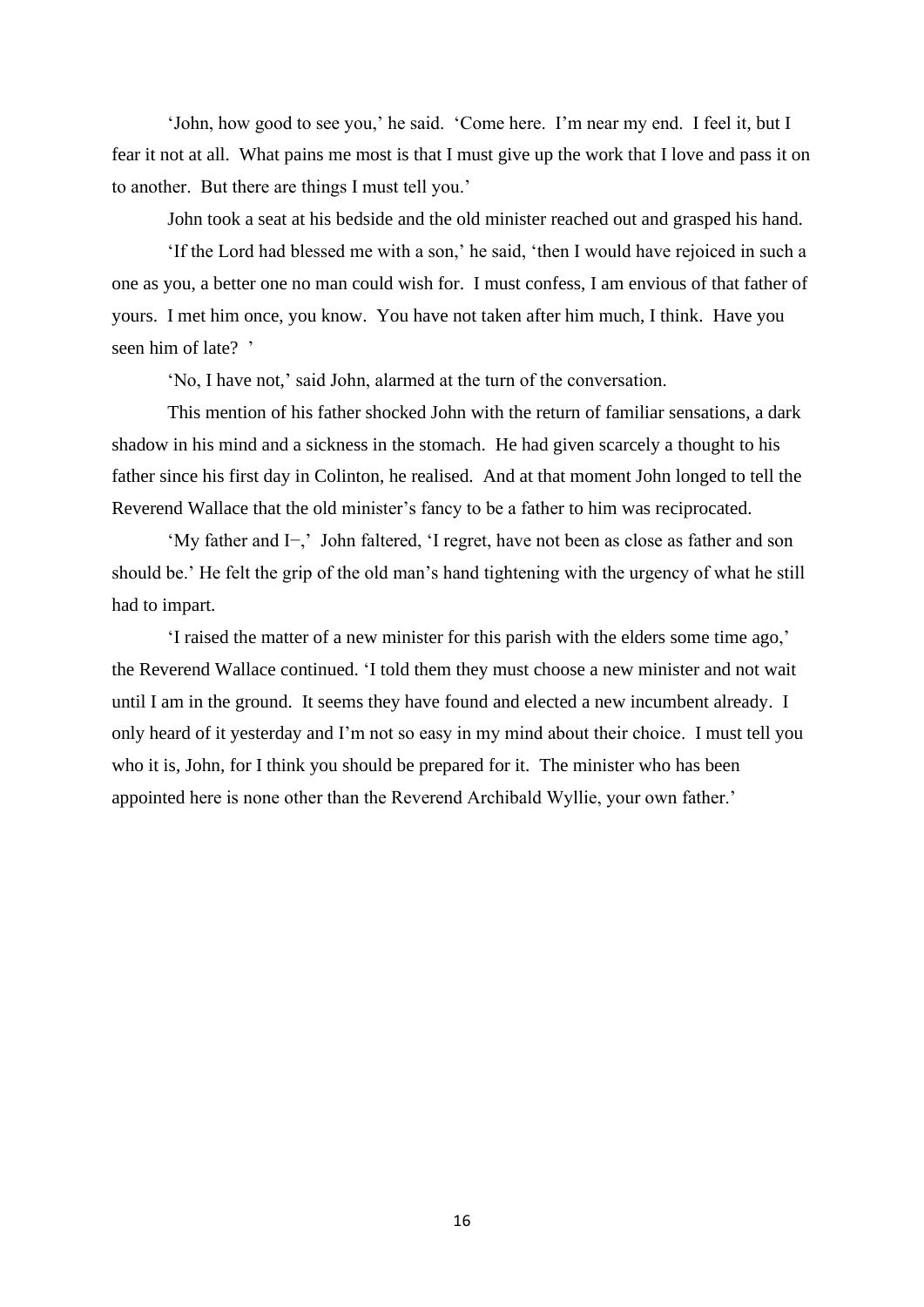'John, how good to see you,' he said. 'Come here. I'm near my end. I feel it, but I fear it not at all. What pains me most is that I must give up the work that I love and pass it on to another. But there are things I must tell you.'

John took a seat at his bedside and the old minister reached out and grasped his hand.

'If the Lord had blessed me with a son,' he said, 'then I would have rejoiced in such a one as you, a better one no man could wish for. I must confess, I am envious of that father of yours. I met him once, you know. You have not taken after him much, I think. Have you seen him of late? '

'No, I have not,' said John, alarmed at the turn of the conversation.

This mention of his father shocked John with the return of familiar sensations, a dark shadow in his mind and a sickness in the stomach. He had given scarcely a thought to his father since his first day in Colinton, he realised. And at that moment John longed to tell the Reverend Wallace that the old minister's fancy to be a father to him was reciprocated.

'My father and I−,' John faltered, 'I regret, have not been as close as father and son should be.' He felt the grip of the old man's hand tightening with the urgency of what he still had to impart.

'I raised the matter of a new minister for this parish with the elders some time ago,' the Reverend Wallace continued. 'I told them they must choose a new minister and not wait until I am in the ground. It seems they have found and elected a new incumbent already. I only heard of it yesterday and I'm not so easy in my mind about their choice. I must tell you who it is, John, for I think you should be prepared for it. The minister who has been appointed here is none other than the Reverend Archibald Wyllie, your own father.'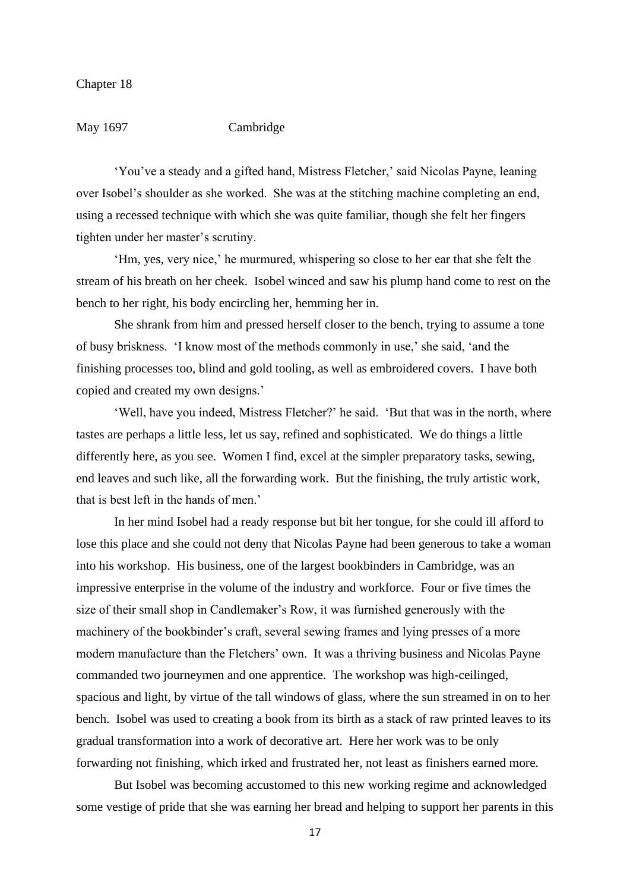Chapter 18

May 1697 Cambridge

'You've a steady and a gifted hand, Mistress Fletcher,' said Nicolas Payne, leaning over Isobel's shoulder as she worked. She was at the stitching machine completing an end, using a recessed technique with which she was quite familiar, though she felt her fingers tighten under her master's scrutiny.

'Hm, yes, very nice,' he murmured, whispering so close to her ear that she felt the stream of his breath on her cheek. Isobel winced and saw his plump hand come to rest on the bench to her right, his body encircling her, hemming her in.

She shrank from him and pressed herself closer to the bench, trying to assume a tone of busy briskness. 'I know most of the methods commonly in use,' she said, 'and the finishing processes too, blind and gold tooling, as well as embroidered covers. I have both copied and created my own designs.'

'Well, have you indeed, Mistress Fletcher?' he said. 'But that was in the north, where tastes are perhaps a little less, let us say, refined and sophisticated. We do things a little differently here, as you see. Women I find, excel at the simpler preparatory tasks, sewing, end leaves and such like, all the forwarding work. But the finishing, the truly artistic work, that is best left in the hands of men.'

In her mind Isobel had a ready response but bit her tongue, for she could ill afford to lose this place and she could not deny that Nicolas Payne had been generous to take a woman into his workshop. His business, one of the largest bookbinders in Cambridge, was an impressive enterprise in the volume of the industry and workforce. Four or five times the size of their small shop in Candlemaker's Row, it was furnished generously with the machinery of the bookbinder's craft, several sewing frames and lying presses of a more modern manufacture than the Fletchers' own. It was a thriving business and Nicolas Payne commanded two journeymen and one apprentice. The workshop was high-ceilinged, spacious and light, by virtue of the tall windows of glass, where the sun streamed in on to her bench. Isobel was used to creating a book from its birth as a stack of raw printed leaves to its gradual transformation into a work of decorative art. Here her work was to be only forwarding not finishing, which irked and frustrated her, not least as finishers earned more.

But Isobel was becoming accustomed to this new working regime and acknowledged some vestige of pride that she was earning her bread and helping to support her parents in this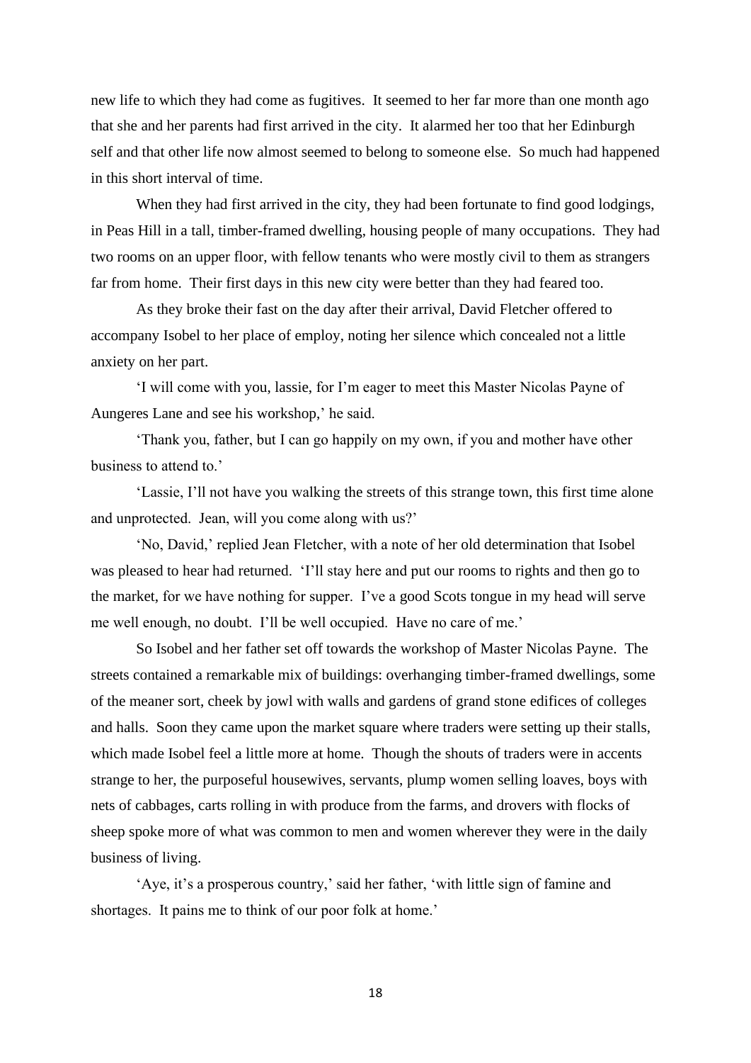new life to which they had come as fugitives. It seemed to her far more than one month ago that she and her parents had first arrived in the city. It alarmed her too that her Edinburgh self and that other life now almost seemed to belong to someone else. So much had happened in this short interval of time.

When they had first arrived in the city, they had been fortunate to find good lodgings, in Peas Hill in a tall, timber-framed dwelling, housing people of many occupations. They had two rooms on an upper floor, with fellow tenants who were mostly civil to them as strangers far from home. Their first days in this new city were better than they had feared too.

As they broke their fast on the day after their arrival, David Fletcher offered to accompany Isobel to her place of employ, noting her silence which concealed not a little anxiety on her part.

'I will come with you, lassie, for I'm eager to meet this Master Nicolas Payne of Aungeres Lane and see his workshop,' he said.

'Thank you, father, but I can go happily on my own, if you and mother have other business to attend to.'

'Lassie, I'll not have you walking the streets of this strange town, this first time alone and unprotected. Jean, will you come along with us?'

'No, David,' replied Jean Fletcher, with a note of her old determination that Isobel was pleased to hear had returned. 'I'll stay here and put our rooms to rights and then go to the market, for we have nothing for supper. I've a good Scots tongue in my head will serve me well enough, no doubt. I'll be well occupied. Have no care of me.'

So Isobel and her father set off towards the workshop of Master Nicolas Payne. The streets contained a remarkable mix of buildings: overhanging timber-framed dwellings, some of the meaner sort, cheek by jowl with walls and gardens of grand stone edifices of colleges and halls. Soon they came upon the market square where traders were setting up their stalls, which made Isobel feel a little more at home. Though the shouts of traders were in accents strange to her, the purposeful housewives, servants, plump women selling loaves, boys with nets of cabbages, carts rolling in with produce from the farms, and drovers with flocks of sheep spoke more of what was common to men and women wherever they were in the daily business of living.

'Aye, it's a prosperous country,' said her father, 'with little sign of famine and shortages. It pains me to think of our poor folk at home.'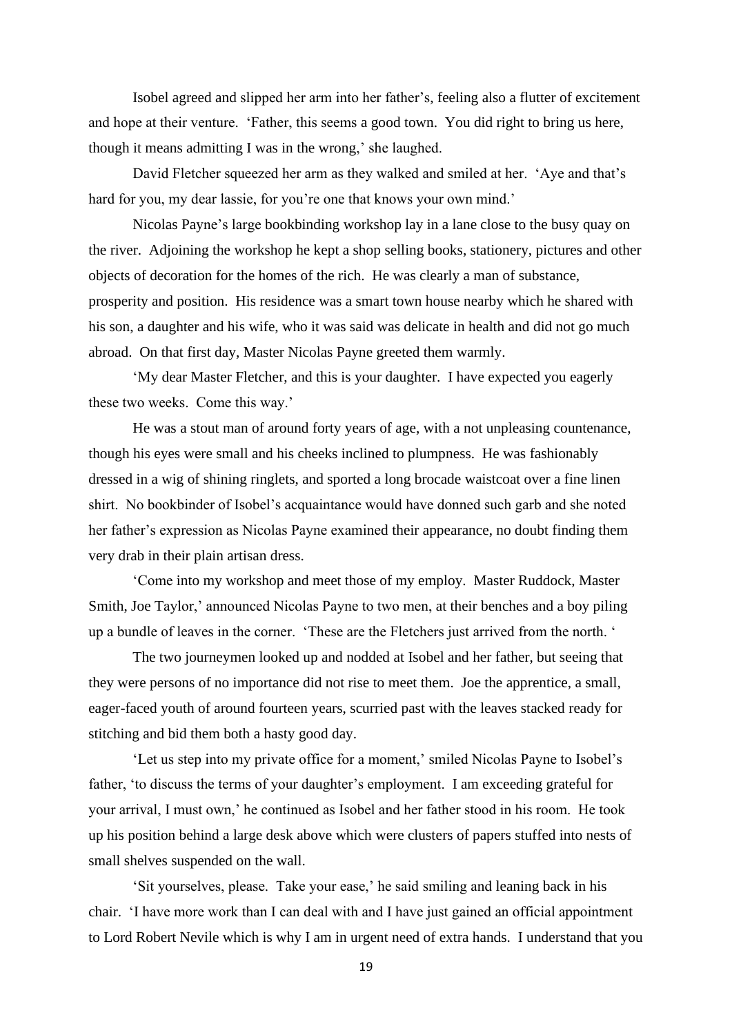Isobel agreed and slipped her arm into her father's, feeling also a flutter of excitement and hope at their venture. 'Father, this seems a good town. You did right to bring us here, though it means admitting I was in the wrong,' she laughed.

David Fletcher squeezed her arm as they walked and smiled at her. 'Aye and that's hard for you, my dear lassie, for you're one that knows your own mind.'

Nicolas Payne's large bookbinding workshop lay in a lane close to the busy quay on the river. Adjoining the workshop he kept a shop selling books, stationery, pictures and other objects of decoration for the homes of the rich. He was clearly a man of substance, prosperity and position. His residence was a smart town house nearby which he shared with his son, a daughter and his wife, who it was said was delicate in health and did not go much abroad. On that first day, Master Nicolas Payne greeted them warmly.

'My dear Master Fletcher, and this is your daughter. I have expected you eagerly these two weeks. Come this way.'

He was a stout man of around forty years of age, with a not unpleasing countenance, though his eyes were small and his cheeks inclined to plumpness. He was fashionably dressed in a wig of shining ringlets, and sported a long brocade waistcoat over a fine linen shirt. No bookbinder of Isobel's acquaintance would have donned such garb and she noted her father's expression as Nicolas Payne examined their appearance, no doubt finding them very drab in their plain artisan dress.

'Come into my workshop and meet those of my employ. Master Ruddock, Master Smith, Joe Taylor,' announced Nicolas Payne to two men, at their benches and a boy piling up a bundle of leaves in the corner. 'These are the Fletchers just arrived from the north. '

The two journeymen looked up and nodded at Isobel and her father, but seeing that they were persons of no importance did not rise to meet them. Joe the apprentice, a small, eager-faced youth of around fourteen years, scurried past with the leaves stacked ready for stitching and bid them both a hasty good day.

'Let us step into my private office for a moment,' smiled Nicolas Payne to Isobel's father, 'to discuss the terms of your daughter's employment. I am exceeding grateful for your arrival, I must own,' he continued as Isobel and her father stood in his room. He took up his position behind a large desk above which were clusters of papers stuffed into nests of small shelves suspended on the wall.

'Sit yourselves, please. Take your ease,' he said smiling and leaning back in his chair. 'I have more work than I can deal with and I have just gained an official appointment to Lord Robert Nevile which is why I am in urgent need of extra hands. I understand that you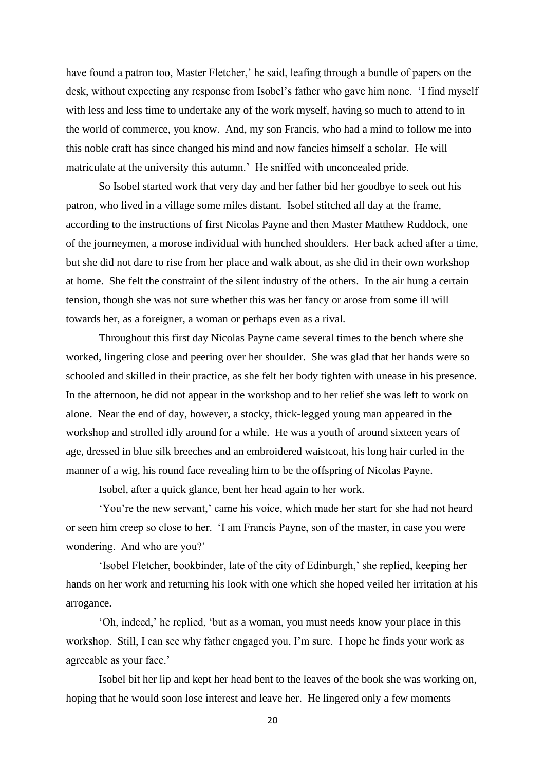have found a patron too, Master Fletcher,' he said, leafing through a bundle of papers on the desk, without expecting any response from Isobel's father who gave him none. 'I find myself with less and less time to undertake any of the work myself, having so much to attend to in the world of commerce, you know. And, my son Francis, who had a mind to follow me into this noble craft has since changed his mind and now fancies himself a scholar. He will matriculate at the university this autumn.' He sniffed with unconcealed pride.

So Isobel started work that very day and her father bid her goodbye to seek out his patron, who lived in a village some miles distant. Isobel stitched all day at the frame, according to the instructions of first Nicolas Payne and then Master Matthew Ruddock, one of the journeymen, a morose individual with hunched shoulders. Her back ached after a time, but she did not dare to rise from her place and walk about, as she did in their own workshop at home. She felt the constraint of the silent industry of the others. In the air hung a certain tension, though she was not sure whether this was her fancy or arose from some ill will towards her, as a foreigner, a woman or perhaps even as a rival.

Throughout this first day Nicolas Payne came several times to the bench where she worked, lingering close and peering over her shoulder. She was glad that her hands were so schooled and skilled in their practice, as she felt her body tighten with unease in his presence. In the afternoon, he did not appear in the workshop and to her relief she was left to work on alone. Near the end of day, however, a stocky, thick-legged young man appeared in the workshop and strolled idly around for a while. He was a youth of around sixteen years of age, dressed in blue silk breeches and an embroidered waistcoat, his long hair curled in the manner of a wig, his round face revealing him to be the offspring of Nicolas Payne.

Isobel, after a quick glance, bent her head again to her work.

'You're the new servant,' came his voice, which made her start for she had not heard or seen him creep so close to her. 'I am Francis Payne, son of the master, in case you were wondering. And who are you?'

'Isobel Fletcher, bookbinder, late of the city of Edinburgh,' she replied, keeping her hands on her work and returning his look with one which she hoped veiled her irritation at his arrogance.

'Oh, indeed,' he replied, 'but as a woman, you must needs know your place in this workshop. Still, I can see why father engaged you, I'm sure. I hope he finds your work as agreeable as your face.'

Isobel bit her lip and kept her head bent to the leaves of the book she was working on, hoping that he would soon lose interest and leave her. He lingered only a few moments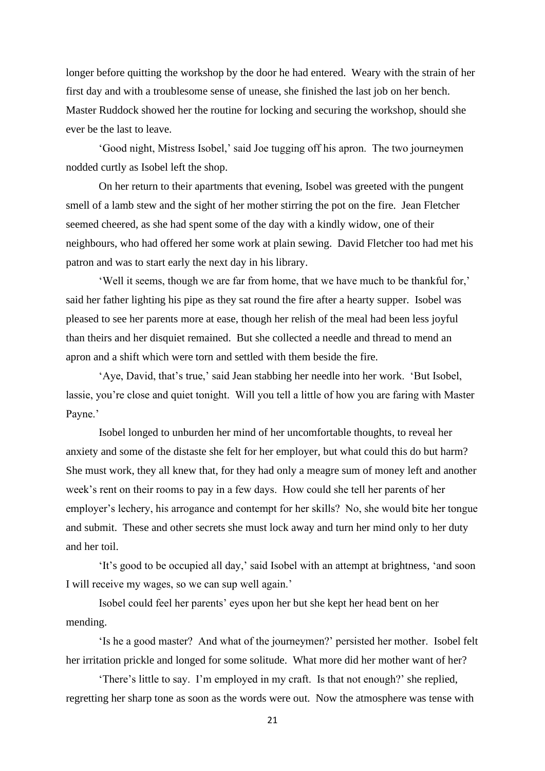longer before quitting the workshop by the door he had entered. Weary with the strain of her first day and with a troublesome sense of unease, she finished the last job on her bench. Master Ruddock showed her the routine for locking and securing the workshop, should she ever be the last to leave.

'Good night, Mistress Isobel,' said Joe tugging off his apron. The two journeymen nodded curtly as Isobel left the shop.

On her return to their apartments that evening, Isobel was greeted with the pungent smell of a lamb stew and the sight of her mother stirring the pot on the fire. Jean Fletcher seemed cheered, as she had spent some of the day with a kindly widow, one of their neighbours, who had offered her some work at plain sewing. David Fletcher too had met his patron and was to start early the next day in his library.

'Well it seems, though we are far from home, that we have much to be thankful for,' said her father lighting his pipe as they sat round the fire after a hearty supper. Isobel was pleased to see her parents more at ease, though her relish of the meal had been less joyful than theirs and her disquiet remained. But she collected a needle and thread to mend an apron and a shift which were torn and settled with them beside the fire.

'Aye, David, that's true,' said Jean stabbing her needle into her work. 'But Isobel, lassie, you're close and quiet tonight. Will you tell a little of how you are faring with Master Payne.'

Isobel longed to unburden her mind of her uncomfortable thoughts, to reveal her anxiety and some of the distaste she felt for her employer, but what could this do but harm? She must work, they all knew that, for they had only a meagre sum of money left and another week's rent on their rooms to pay in a few days. How could she tell her parents of her employer's lechery, his arrogance and contempt for her skills? No, she would bite her tongue and submit. These and other secrets she must lock away and turn her mind only to her duty and her toil.

'It's good to be occupied all day,' said Isobel with an attempt at brightness, 'and soon I will receive my wages, so we can sup well again.'

Isobel could feel her parents' eyes upon her but she kept her head bent on her mending.

'Is he a good master? And what of the journeymen?' persisted her mother. Isobel felt her irritation prickle and longed for some solitude. What more did her mother want of her?

'There's little to say. I'm employed in my craft. Is that not enough?' she replied, regretting her sharp tone as soon as the words were out. Now the atmosphere was tense with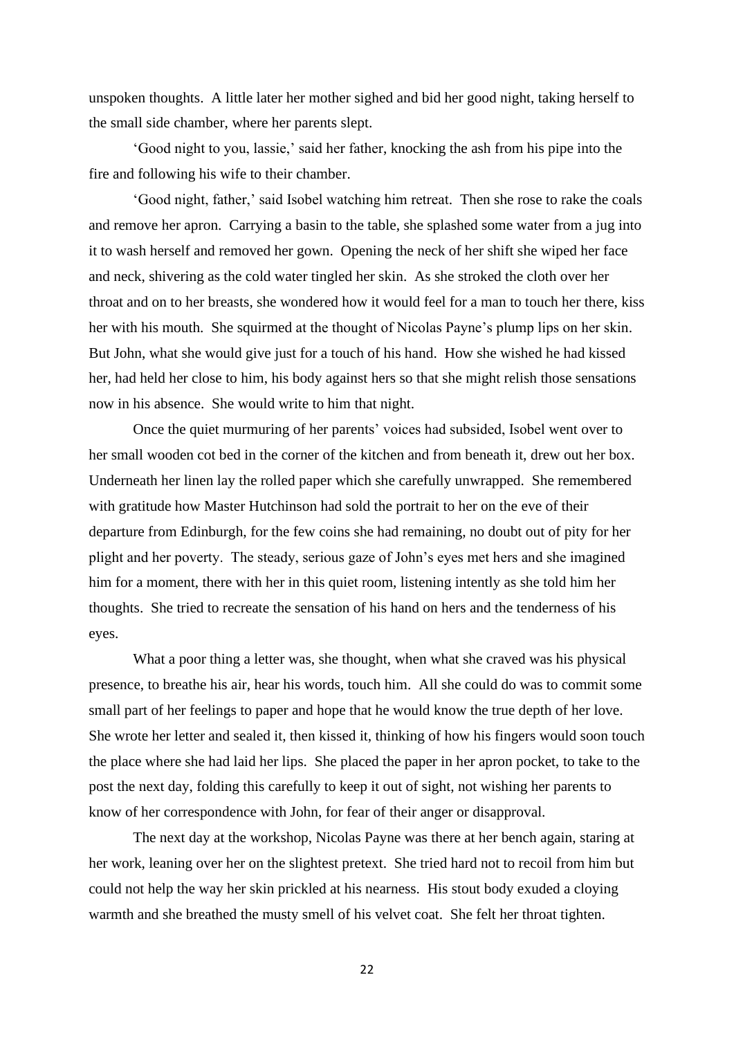unspoken thoughts. A little later her mother sighed and bid her good night, taking herself to the small side chamber, where her parents slept.

'Good night to you, lassie,' said her father, knocking the ash from his pipe into the fire and following his wife to their chamber.

'Good night, father,' said Isobel watching him retreat. Then she rose to rake the coals and remove her apron. Carrying a basin to the table, she splashed some water from a jug into it to wash herself and removed her gown. Opening the neck of her shift she wiped her face and neck, shivering as the cold water tingled her skin. As she stroked the cloth over her throat and on to her breasts, she wondered how it would feel for a man to touch her there, kiss her with his mouth. She squirmed at the thought of Nicolas Payne's plump lips on her skin. But John, what she would give just for a touch of his hand. How she wished he had kissed her, had held her close to him, his body against hers so that she might relish those sensations now in his absence. She would write to him that night.

Once the quiet murmuring of her parents' voices had subsided, Isobel went over to her small wooden cot bed in the corner of the kitchen and from beneath it, drew out her box. Underneath her linen lay the rolled paper which she carefully unwrapped. She remembered with gratitude how Master Hutchinson had sold the portrait to her on the eve of their departure from Edinburgh, for the few coins she had remaining, no doubt out of pity for her plight and her poverty. The steady, serious gaze of John's eyes met hers and she imagined him for a moment, there with her in this quiet room, listening intently as she told him her thoughts. She tried to recreate the sensation of his hand on hers and the tenderness of his eyes.

What a poor thing a letter was, she thought, when what she craved was his physical presence, to breathe his air, hear his words, touch him. All she could do was to commit some small part of her feelings to paper and hope that he would know the true depth of her love. She wrote her letter and sealed it, then kissed it, thinking of how his fingers would soon touch the place where she had laid her lips. She placed the paper in her apron pocket, to take to the post the next day, folding this carefully to keep it out of sight, not wishing her parents to know of her correspondence with John, for fear of their anger or disapproval.

The next day at the workshop, Nicolas Payne was there at her bench again, staring at her work, leaning over her on the slightest pretext. She tried hard not to recoil from him but could not help the way her skin prickled at his nearness. His stout body exuded a cloying warmth and she breathed the musty smell of his velvet coat. She felt her throat tighten.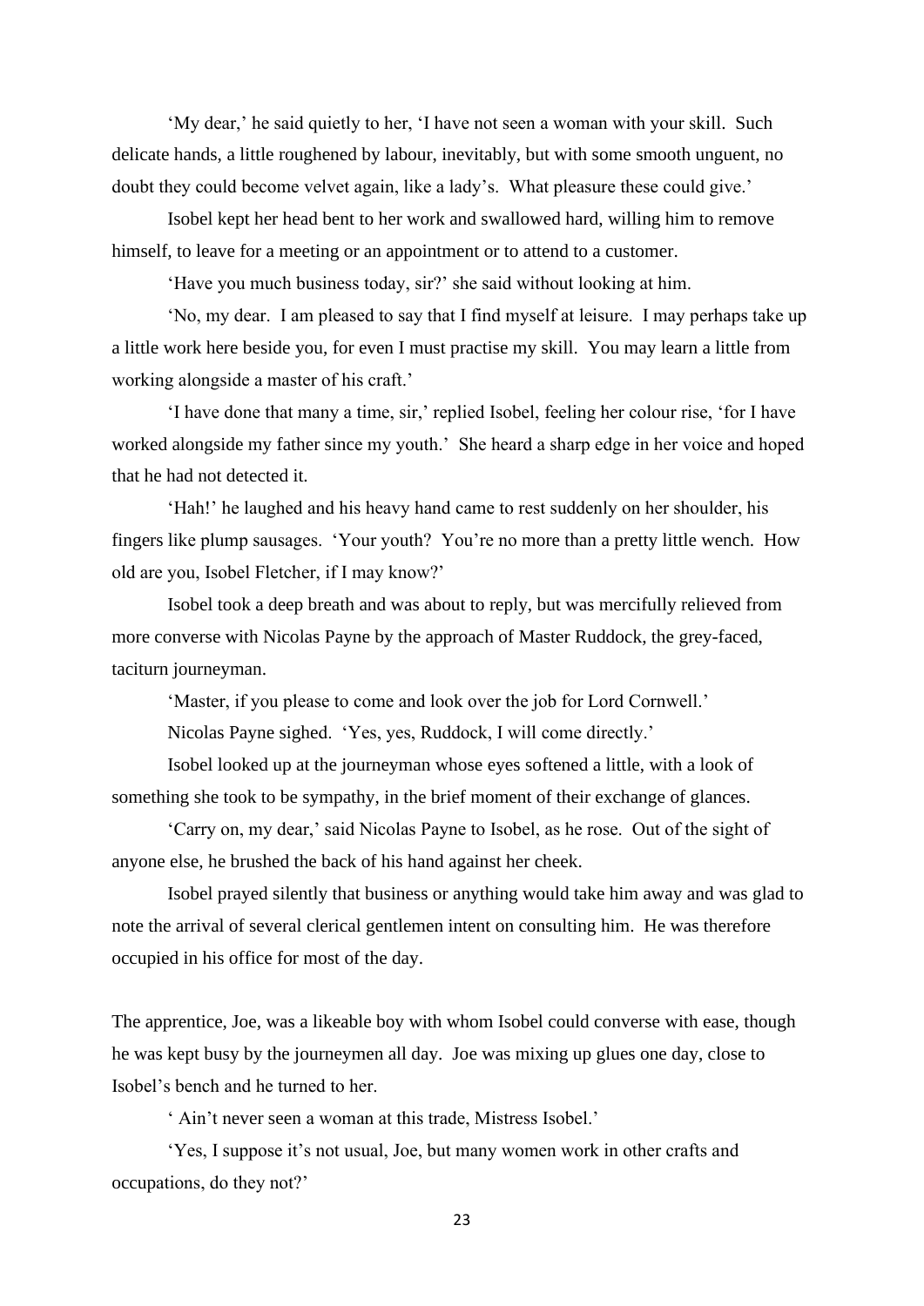'My dear,' he said quietly to her, 'I have not seen a woman with your skill. Such delicate hands, a little roughened by labour, inevitably, but with some smooth unguent, no doubt they could become velvet again, like a lady's. What pleasure these could give.'

Isobel kept her head bent to her work and swallowed hard, willing him to remove himself, to leave for a meeting or an appointment or to attend to a customer.

'Have you much business today, sir?' she said without looking at him.

'No, my dear. I am pleased to say that I find myself at leisure. I may perhaps take up a little work here beside you, for even I must practise my skill. You may learn a little from working alongside a master of his craft.'

'I have done that many a time, sir,' replied Isobel, feeling her colour rise, 'for I have worked alongside my father since my youth.' She heard a sharp edge in her voice and hoped that he had not detected it.

'Hah!' he laughed and his heavy hand came to rest suddenly on her shoulder, his fingers like plump sausages. 'Your youth? You're no more than a pretty little wench. How old are you, Isobel Fletcher, if I may know?'

Isobel took a deep breath and was about to reply, but was mercifully relieved from more converse with Nicolas Payne by the approach of Master Ruddock, the grey-faced, taciturn journeyman.

'Master, if you please to come and look over the job for Lord Cornwell.'

Nicolas Payne sighed. 'Yes, yes, Ruddock, I will come directly.'

Isobel looked up at the journeyman whose eyes softened a little, with a look of something she took to be sympathy, in the brief moment of their exchange of glances.

'Carry on, my dear,' said Nicolas Payne to Isobel, as he rose. Out of the sight of anyone else, he brushed the back of his hand against her cheek.

Isobel prayed silently that business or anything would take him away and was glad to note the arrival of several clerical gentlemen intent on consulting him. He was therefore occupied in his office for most of the day.

The apprentice, Joe, was a likeable boy with whom Isobel could converse with ease, though he was kept busy by the journeymen all day. Joe was mixing up glues one day, close to Isobel's bench and he turned to her.

' Ain't never seen a woman at this trade, Mistress Isobel.'

'Yes, I suppose it's not usual, Joe, but many women work in other crafts and occupations, do they not?'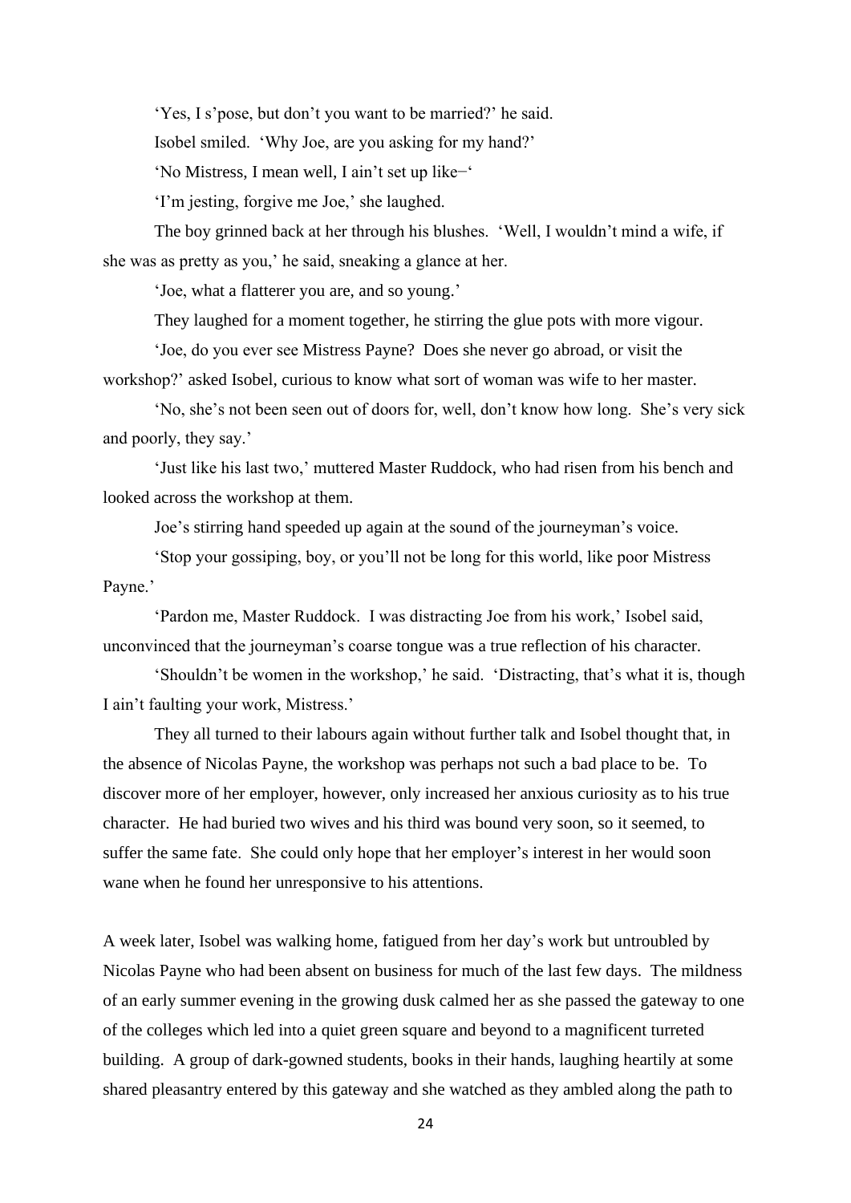'Yes, I s'pose, but don't you want to be married?' he said.

Isobel smiled. 'Why Joe, are you asking for my hand?'

'No Mistress, I mean well, I ain't set up like–'

'I'm jesting, forgive me Joe,' she laughed.

The boy grinned back at her through his blushes. 'Well, I wouldn't mind a wife, if she was as pretty as you,' he said, sneaking a glance at her.

'Joe, what a flatterer you are, and so young.'

They laughed for a moment together, he stirring the glue pots with more vigour.

'Joe, do you ever see Mistress Payne? Does she never go abroad, or visit the workshop?' asked Isobel, curious to know what sort of woman was wife to her master.

'No, she's not been seen out of doors for, well, don't know how long. She's very sick and poorly, they say.'

'Just like his last two,' muttered Master Ruddock, who had risen from his bench and looked across the workshop at them.

Joe's stirring hand speeded up again at the sound of the journeyman's voice.

'Stop your gossiping, boy, or you'll not be long for this world, like poor Mistress Payne.'

'Pardon me, Master Ruddock. I was distracting Joe from his work,' Isobel said, unconvinced that the journeyman's coarse tongue was a true reflection of his character.

'Shouldn't be women in the workshop,' he said. 'Distracting, that's what it is, though I ain't faulting your work, Mistress.'

They all turned to their labours again without further talk and Isobel thought that, in the absence of Nicolas Payne, the workshop was perhaps not such a bad place to be. To discover more of her employer, however, only increased her anxious curiosity as to his true character. He had buried two wives and his third was bound very soon, so it seemed, to suffer the same fate. She could only hope that her employer's interest in her would soon wane when he found her unresponsive to his attentions.

A week later, Isobel was walking home, fatigued from her day's work but untroubled by Nicolas Payne who had been absent on business for much of the last few days. The mildness of an early summer evening in the growing dusk calmed her as she passed the gateway to one of the colleges which led into a quiet green square and beyond to a magnificent turreted building. A group of dark-gowned students, books in their hands, laughing heartily at some shared pleasantry entered by this gateway and she watched as they ambled along the path to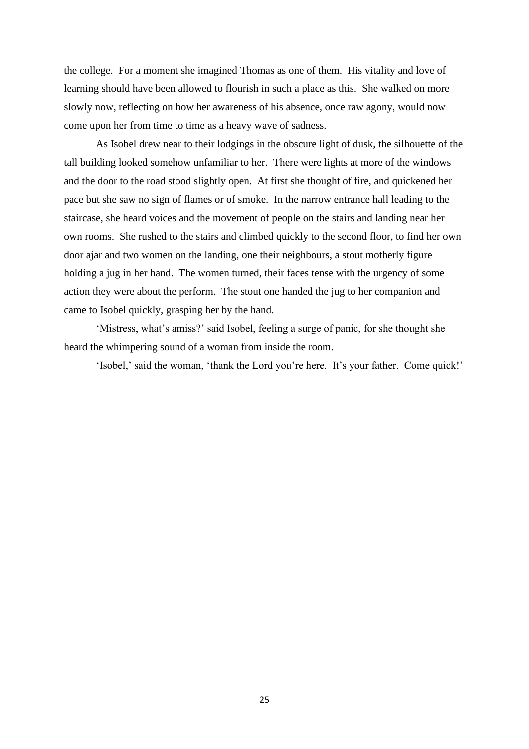the college. For a moment she imagined Thomas as one of them. His vitality and love of learning should have been allowed to flourish in such a place as this. She walked on more slowly now, reflecting on how her awareness of his absence, once raw agony, would now come upon her from time to time as a heavy wave of sadness.

As Isobel drew near to their lodgings in the obscure light of dusk, the silhouette of the tall building looked somehow unfamiliar to her. There were lights at more of the windows and the door to the road stood slightly open. At first she thought of fire, and quickened her pace but she saw no sign of flames or of smoke. In the narrow entrance hall leading to the staircase, she heard voices and the movement of people on the stairs and landing near her own rooms. She rushed to the stairs and climbed quickly to the second floor, to find her own door ajar and two women on the landing, one their neighbours, a stout motherly figure holding a jug in her hand. The women turned, their faces tense with the urgency of some action they were about the perform. The stout one handed the jug to her companion and came to Isobel quickly, grasping her by the hand.

'Mistress, what's amiss?' said Isobel, feeling a surge of panic, for she thought she heard the whimpering sound of a woman from inside the room.

'Isobel,' said the woman, 'thank the Lord you're here. It's your father. Come quick!'